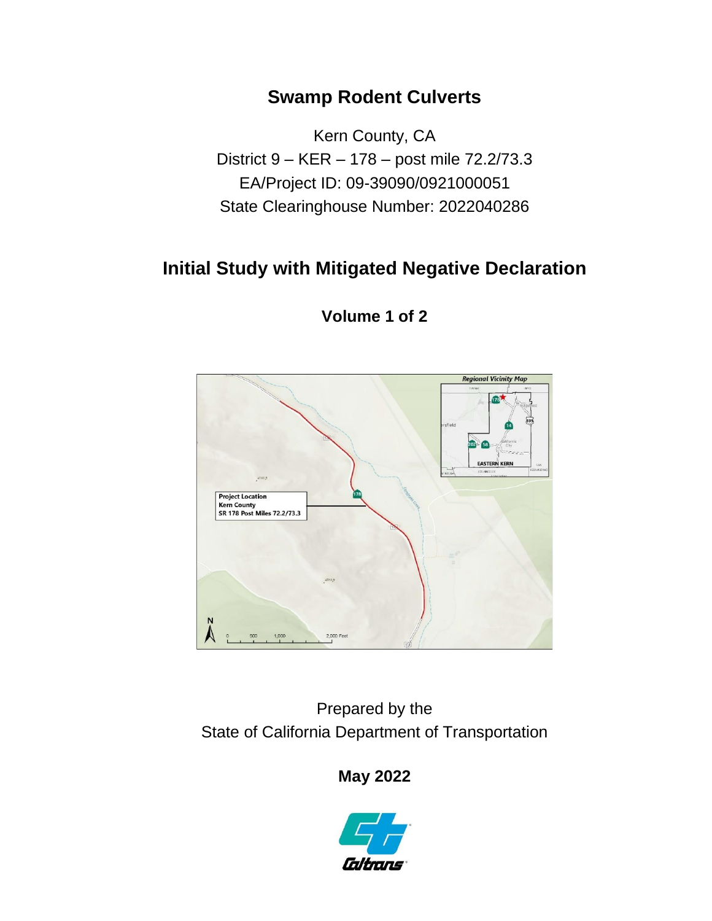# Swamp Rodent Culverts

Kern County, CA
District 9 – KER – 178 – post mile 72.2/73.3
EA/Project ID: 09-39090/0921000051
State Clearinghouse Number: 2022040286

## Initial Study with Mitigated Negative Declaration

**Volume 1 of 2**

Prepared by the
State of California Department of Transportation

**May 2022**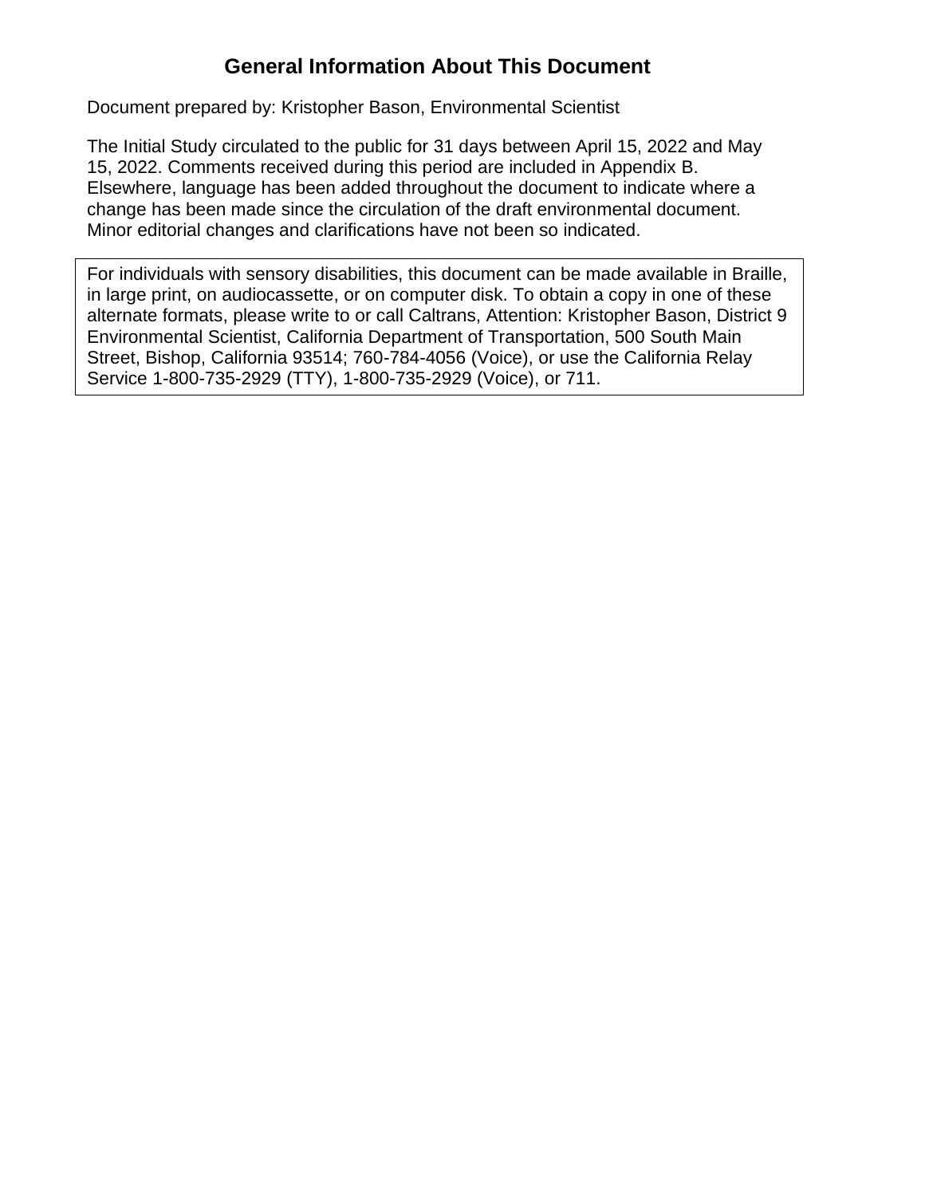# General Information About This Document

Document prepared by: Kristopher Bason, Environmental Scientist

The Initial Study circulated to the public for 31 days between April 15, 2022 and May 15, 2022. Comments received during this period are included in Appendix B. Elsewhere, language has been added throughout the document to indicate where a change has been made since the circulation of the draft environmental document. Minor editorial changes and clarifications have not been so indicated.

For individuals with sensory disabilities, this document can be made available in Braille, in large print, on audiocassette, or on computer disk. To obtain a copy in one of these alternate formats, please write to or call Caltrans, Attention: Kristopher Bason, District 9 Environmental Scientist, California Department of Transportation, 500 South Main Street, Bishop, California 93514; 760-784-4056 (Voice), or use the California Relay Service 1-800-735-2929 (TTY), 1-800-735-2929 (Voice), or 711.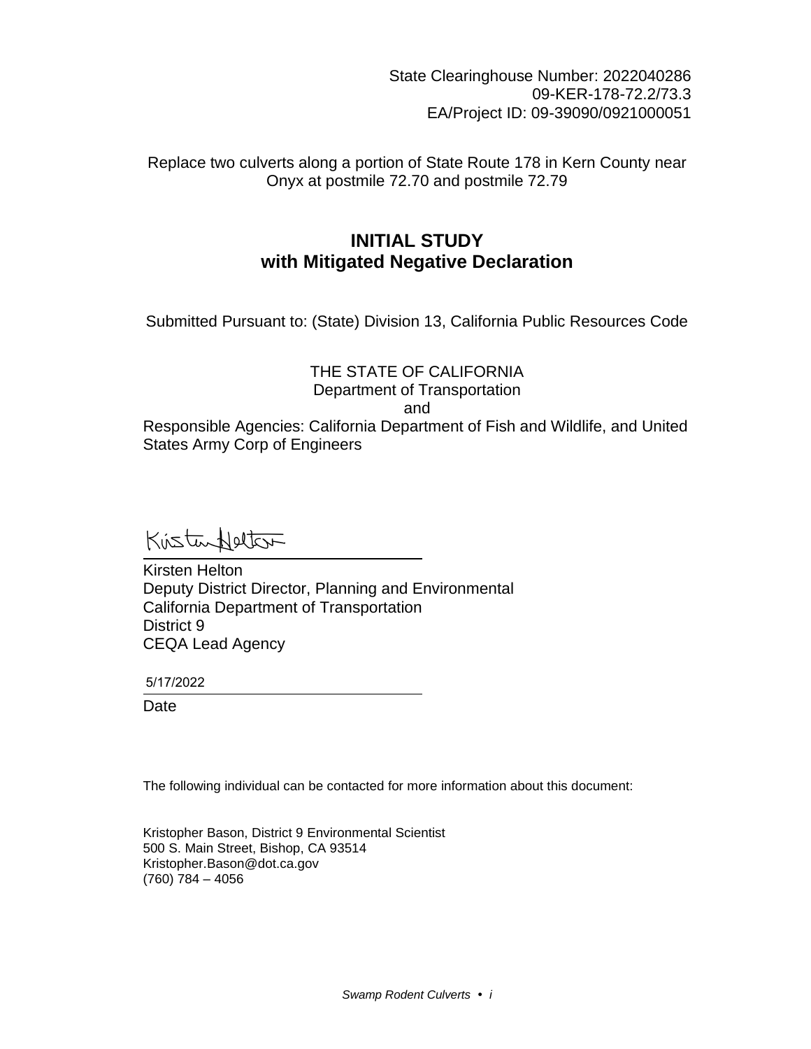State Clearinghouse Number: 2022040286
09-KER-178-72.2/73.3
EA/Project ID: 09-39090/0921000051

Replace two culverts along a portion of State Route 178 in Kern County near Onyx at postmile 72.70 and postmile 72.79

# INITIAL STUDY
## with Mitigated Negative Declaration

Submitted Pursuant to: (State) Division 13, California Public Resources Code

THE STATE OF CALIFORNIA
Department of Transportation
and
Responsible Agencies: California Department of Fish and Wildlife, and United States Army Corp of Engineers

Kirsten Helton
Deputy District Director, Planning and Environmental
California Department of Transportation
District 9
CEQA Lead Agency

5/17/2022
Date

The following individual can be contacted for more information about this document:

Kristopher Bason, District 9 Environmental Scientist
500 S. Main Street, Bishop, CA 93514
Kristopher.Bason@dot.ca.gov
(760) 784 – 4056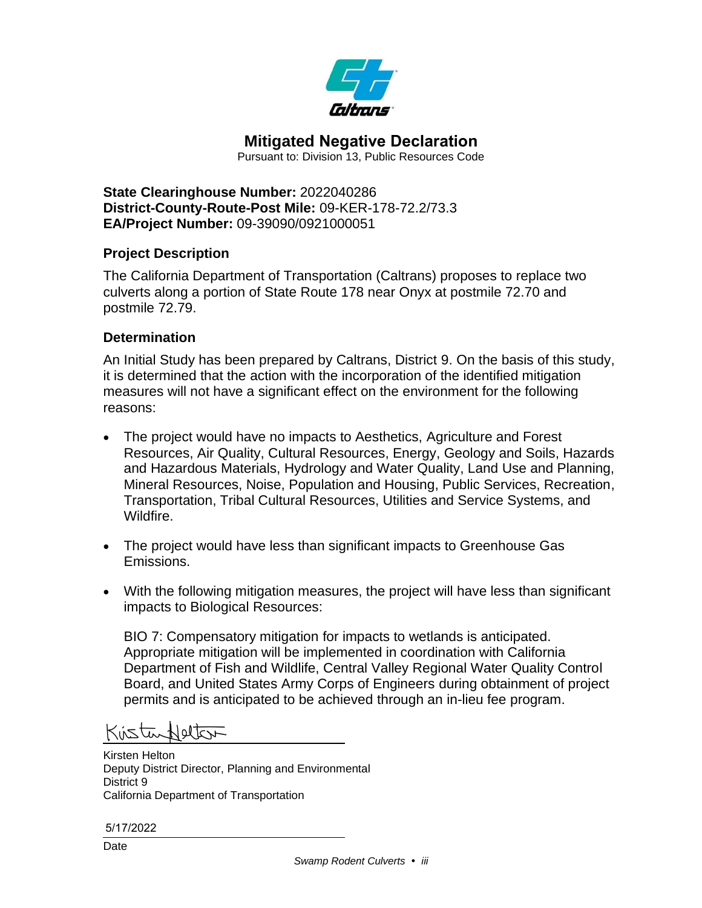# Mitigated Negative Declaration

Pursuant to: Division 13, Public Resources Code

**State Clearinghouse Number:** 2022040286
**District-County-Route-Post Mile:** 09-KER-178-72.2/73.3
**EA/Project Number:** 09-39090/0921000051

## Project Description

The California Department of Transportation (Caltrans) proposes to replace two culverts along a portion of State Route 178 near Onyx at postmile 72.70 and postmile 72.79.

## Determination

An Initial Study has been prepared by Caltrans, District 9. On the basis of this study, it is determined that the action with the incorporation of the identified mitigation measures will not have a significant effect on the environment for the following reasons:

- The project would have no impacts to Aesthetics, Agriculture and Forest Resources, Air Quality, Cultural Resources, Energy, Geology and Soils, Hazards and Hazardous Materials, Hydrology and Water Quality, Land Use and Planning, Mineral Resources, Noise, Population and Housing, Public Services, Recreation, Transportation, Tribal Cultural Resources, Utilities and Service Systems, and Wildfire.

- The project would have less than significant impacts to Greenhouse Gas Emissions.

- With the following mitigation measures, the project will have less than significant impacts to Biological Resources:

  BIO 7: Compensatory mitigation for impacts to wetlands is anticipated. Appropriate mitigation will be implemented in coordination with California Department of Fish and Wildlife, Central Valley Regional Water Quality Control Board, and United States Army Corps of Engineers during obtainment of project permits and is anticipated to be achieved through an in-lieu fee program.

Kirsten Helton
Deputy District Director, Planning and Environmental
District 9
California Department of Transportation

5/17/2022
Date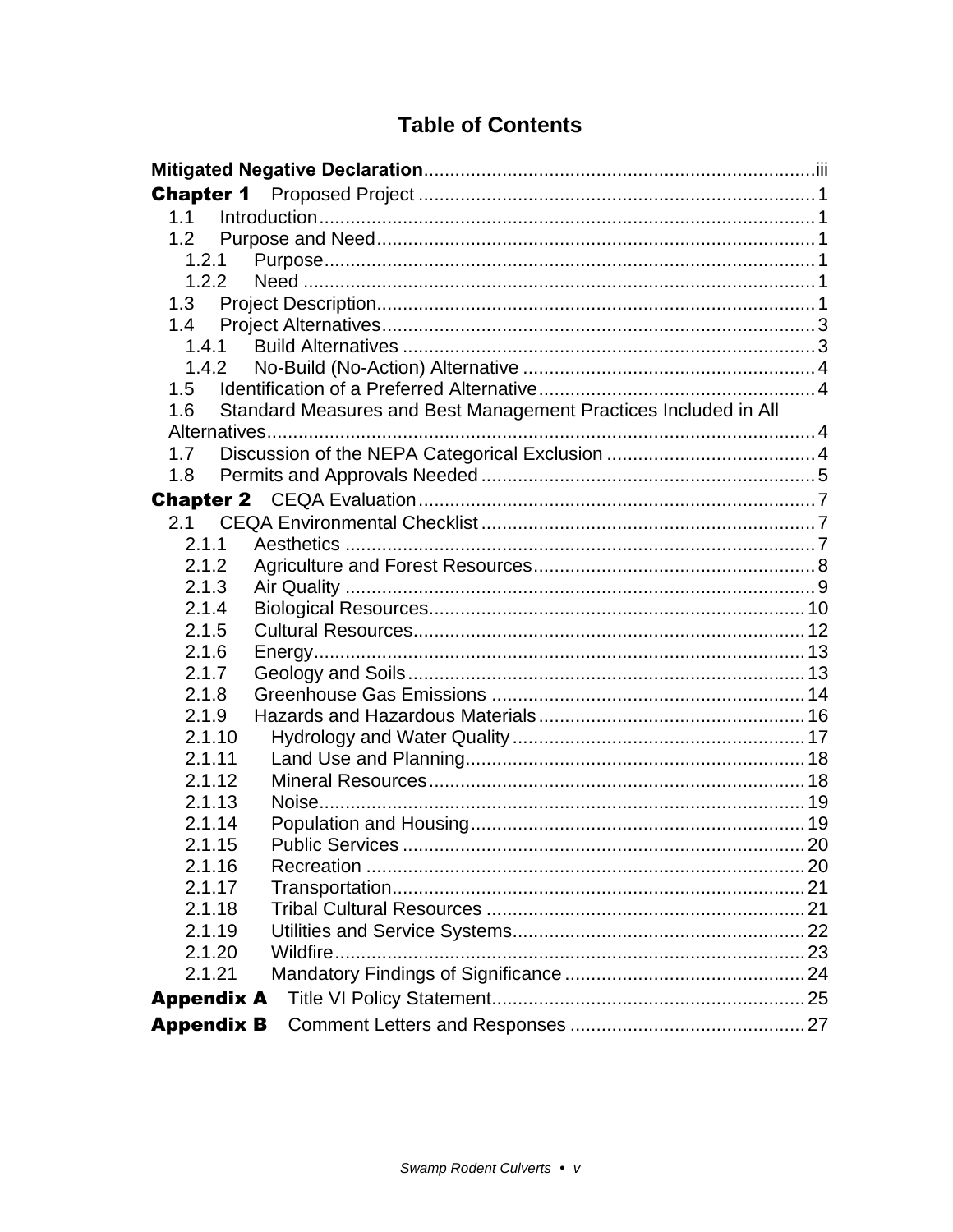# Table of Contents

**Mitigated Negative Declaration**......iii

**Chapter 1** Proposed Project......1

- 1.1 Introduction......1
- 1.2 Purpose and Need......1
  - 1.2.1 Purpose......1
  - 1.2.2 Need......1
- 1.3 Project Description......1
- 1.4 Project Alternatives......3
  - 1.4.1 Build Alternatives......3
  - 1.4.2 No-Build (No-Action) Alternative......4
- 1.5 Identification of a Preferred Alternative......4
- 1.6 Standard Measures and Best Management Practices Included in All Alternatives......4
- 1.7 Discussion of the NEPA Categorical Exclusion......4
- 1.8 Permits and Approvals Needed......5

**Chapter 2** CEQA Evaluation......7

- 2.1 CEQA Environmental Checklist......7
  - 2.1.1 Aesthetics......7
  - 2.1.2 Agriculture and Forest Resources......8
  - 2.1.3 Air Quality......9
  - 2.1.4 Biological Resources......10
  - 2.1.5 Cultural Resources......12
  - 2.1.6 Energy......13
  - 2.1.7 Geology and Soils......13
  - 2.1.8 Greenhouse Gas Emissions......14
  - 2.1.9 Hazards and Hazardous Materials......16
  - 2.1.10 Hydrology and Water Quality......17
  - 2.1.11 Land Use and Planning......18
  - 2.1.12 Mineral Resources......18
  - 2.1.13 Noise......19
  - 2.1.14 Population and Housing......19
  - 2.1.15 Public Services......20
  - 2.1.16 Recreation......20
  - 2.1.17 Transportation......21
  - 2.1.18 Tribal Cultural Resources......21
  - 2.1.19 Utilities and Service Systems......22
  - 2.1.20 Wildfire......23
  - 2.1.21 Mandatory Findings of Significance......24

**Appendix A** Title VI Policy Statement......25

**Appendix B** Comment Letters and Responses......27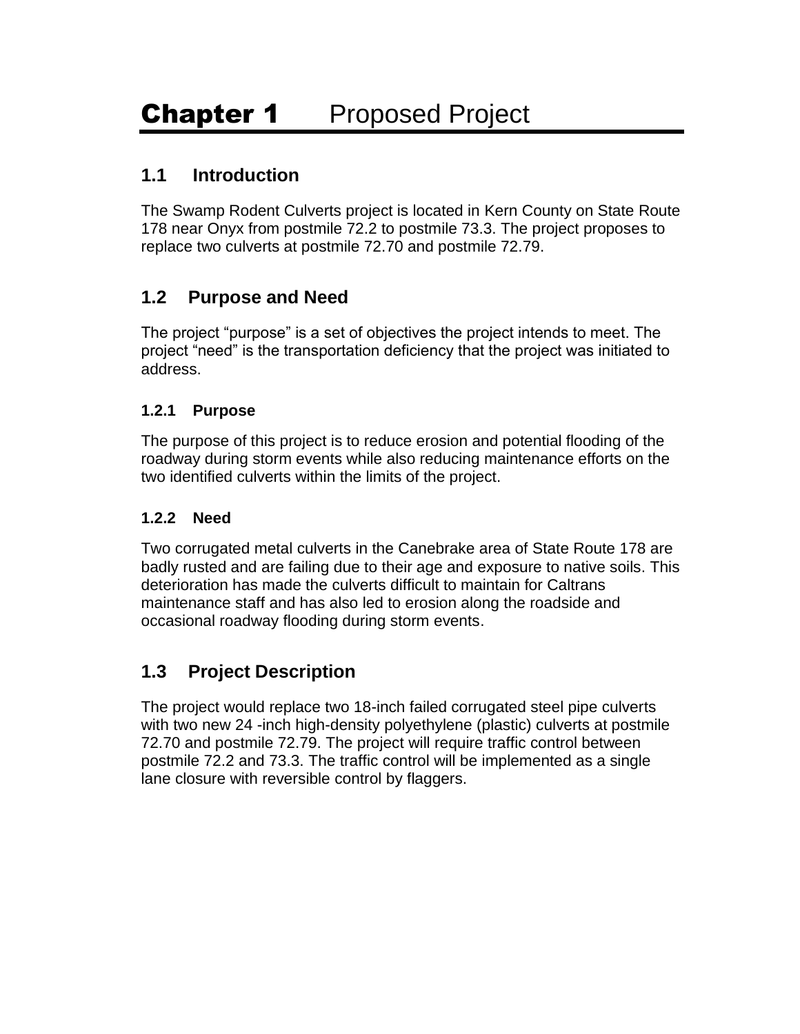# Chapter 1 Proposed Project

## 1.1 Introduction

The Swamp Rodent Culverts project is located in Kern County on State Route 178 near Onyx from postmile 72.2 to postmile 73.3. The project proposes to replace two culverts at postmile 72.70 and postmile 72.79.

## 1.2 Purpose and Need

The project "purpose" is a set of objectives the project intends to meet. The project "need" is the transportation deficiency that the project was initiated to address.

### 1.2.1 Purpose

The purpose of this project is to reduce erosion and potential flooding of the roadway during storm events while also reducing maintenance efforts on the two identified culverts within the limits of the project.

### 1.2.2 Need

Two corrugated metal culverts in the Canebrake area of State Route 178 are badly rusted and are failing due to their age and exposure to native soils. This deterioration has made the culverts difficult to maintain for Caltrans maintenance staff and has also led to erosion along the roadside and occasional roadway flooding during storm events.

## 1.3 Project Description

The project would replace two 18-inch failed corrugated steel pipe culverts with two new 24 -inch high-density polyethylene (plastic) culverts at postmile 72.70 and postmile 72.79. The project will require traffic control between postmile 72.2 and 73.3. The traffic control will be implemented as a single lane closure with reversible control by flaggers.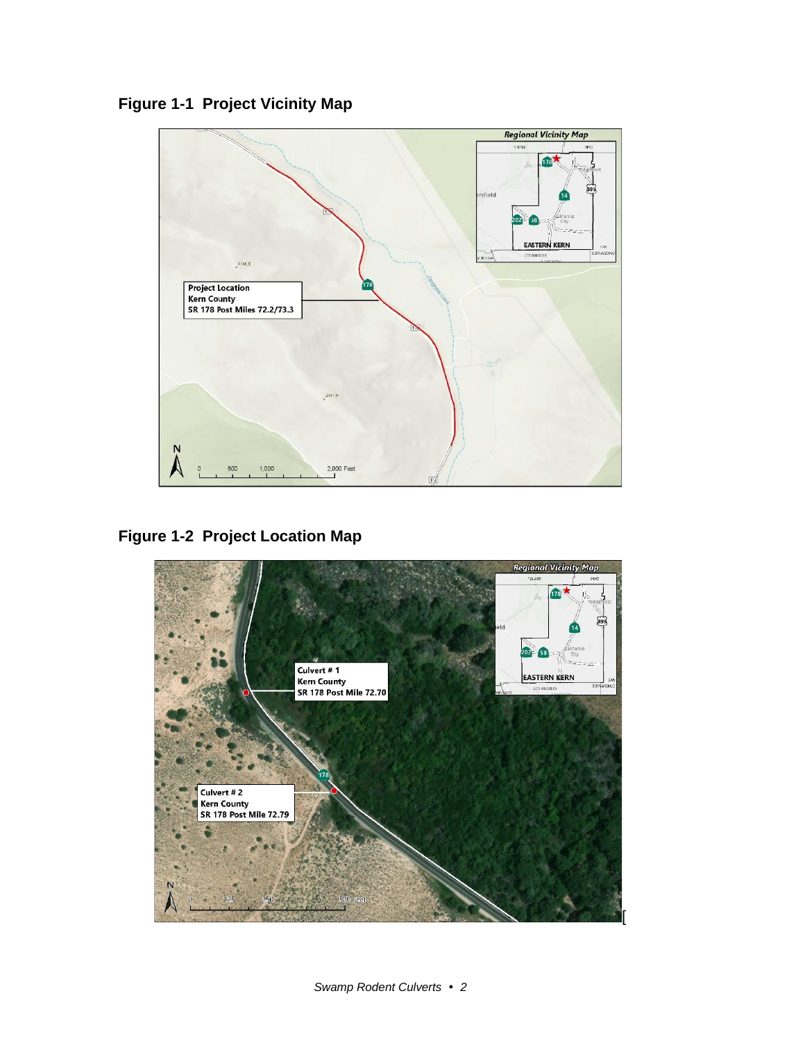## Figure 1-1 Project Vicinity Map

## Figure 1-2 Project Location Map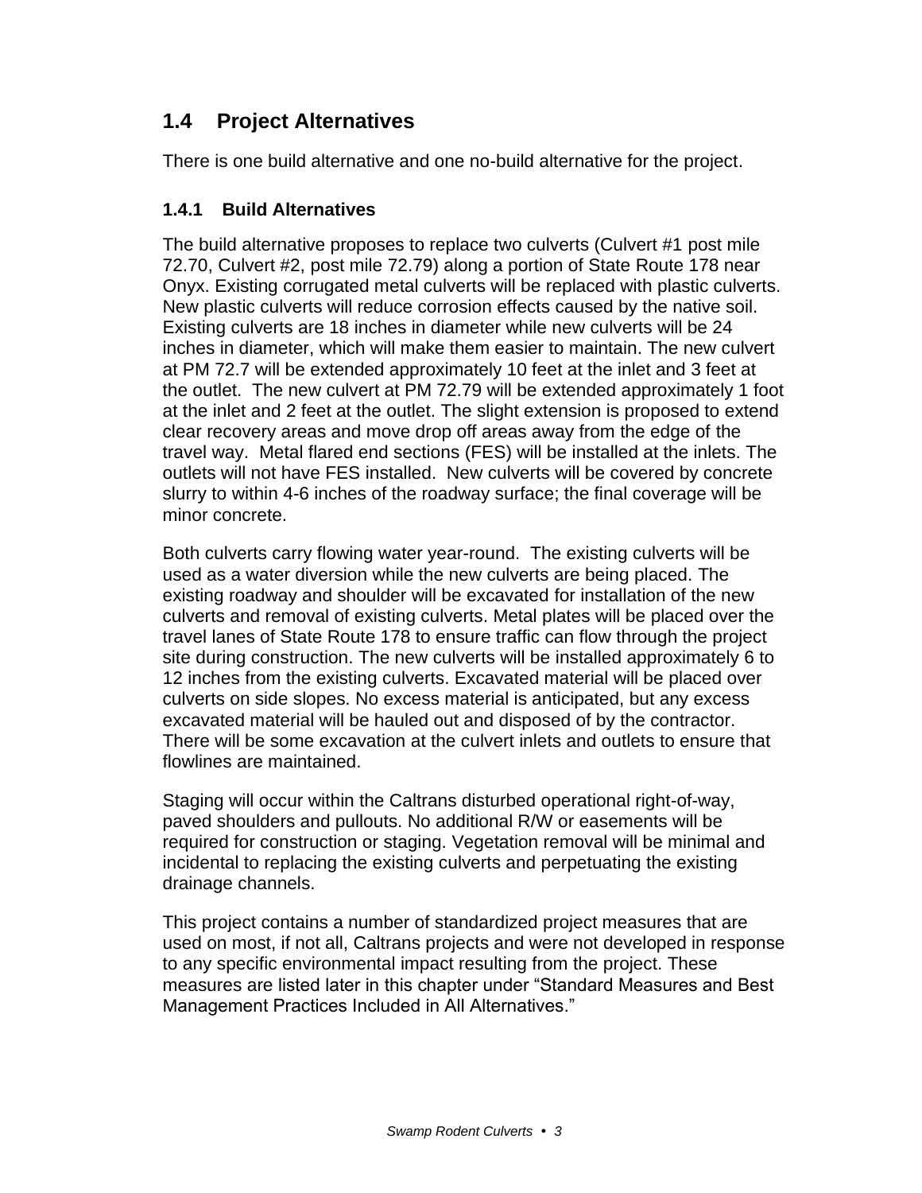## 1.4 Project Alternatives

There is one build alternative and one no-build alternative for the project.

### 1.4.1 Build Alternatives

The build alternative proposes to replace two culverts (Culvert #1 post mile 72.70, Culvert #2, post mile 72.79) along a portion of State Route 178 near Onyx. Existing corrugated metal culverts will be replaced with plastic culverts. New plastic culverts will reduce corrosion effects caused by the native soil. Existing culverts are 18 inches in diameter while new culverts will be 24 inches in diameter, which will make them easier to maintain. The new culvert at PM 72.7 will be extended approximately 10 feet at the inlet and 3 feet at the outlet. The new culvert at PM 72.79 will be extended approximately 1 foot at the inlet and 2 feet at the outlet. The slight extension is proposed to extend clear recovery areas and move drop off areas away from the edge of the travel way. Metal flared end sections (FES) will be installed at the inlets. The outlets will not have FES installed. New culverts will be covered by concrete slurry to within 4-6 inches of the roadway surface; the final coverage will be minor concrete.

Both culverts carry flowing water year-round. The existing culverts will be used as a water diversion while the new culverts are being placed. The existing roadway and shoulder will be excavated for installation of the new culverts and removal of existing culverts. Metal plates will be placed over the travel lanes of State Route 178 to ensure traffic can flow through the project site during construction. The new culverts will be installed approximately 6 to 12 inches from the existing culverts. Excavated material will be placed over culverts on side slopes. No excess material is anticipated, but any excess excavated material will be hauled out and disposed of by the contractor. There will be some excavation at the culvert inlets and outlets to ensure that flowlines are maintained.

Staging will occur within the Caltrans disturbed operational right-of-way, paved shoulders and pullouts. No additional R/W or easements will be required for construction or staging. Vegetation removal will be minimal and incidental to replacing the existing culverts and perpetuating the existing drainage channels.

This project contains a number of standardized project measures that are used on most, if not all, Caltrans projects and were not developed in response to any specific environmental impact resulting from the project. These measures are listed later in this chapter under "Standard Measures and Best Management Practices Included in All Alternatives."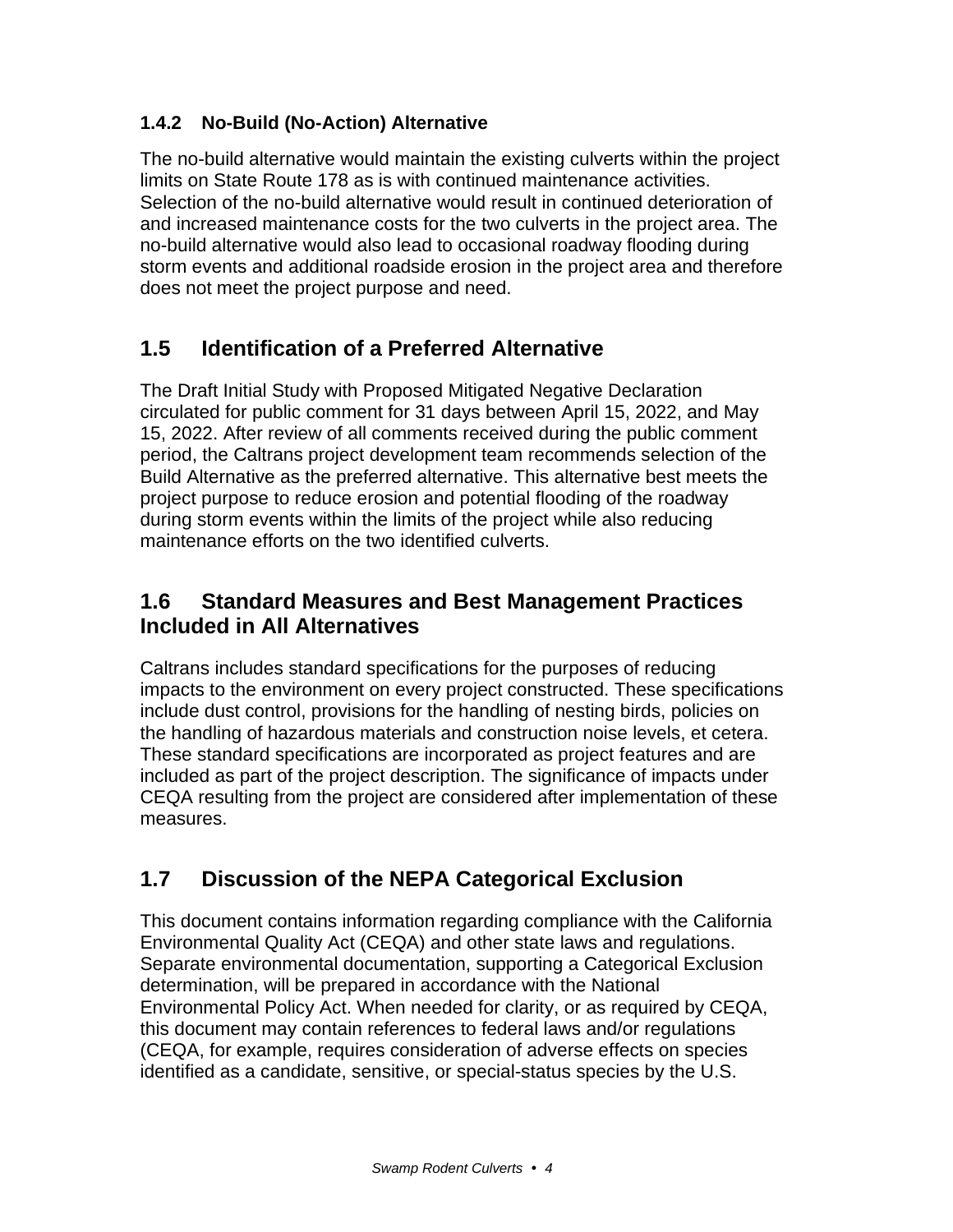### 1.4.2 No-Build (No-Action) Alternative

The no-build alternative would maintain the existing culverts within the project limits on State Route 178 as is with continued maintenance activities. Selection of the no-build alternative would result in continued deterioration of and increased maintenance costs for the two culverts in the project area. The no-build alternative would also lead to occasional roadway flooding during storm events and additional roadside erosion in the project area and therefore does not meet the project purpose and need.

## 1.5 Identification of a Preferred Alternative

The Draft Initial Study with Proposed Mitigated Negative Declaration circulated for public comment for 31 days between April 15, 2022, and May 15, 2022. After review of all comments received during the public comment period, the Caltrans project development team recommends selection of the Build Alternative as the preferred alternative. This alternative best meets the project purpose to reduce erosion and potential flooding of the roadway during storm events within the limits of the project while also reducing maintenance efforts on the two identified culverts.

## 1.6 Standard Measures and Best Management Practices Included in All Alternatives

Caltrans includes standard specifications for the purposes of reducing impacts to the environment on every project constructed. These specifications include dust control, provisions for the handling of nesting birds, policies on the handling of hazardous materials and construction noise levels, et cetera. These standard specifications are incorporated as project features and are included as part of the project description. The significance of impacts under CEQA resulting from the project are considered after implementation of these measures.

## 1.7 Discussion of the NEPA Categorical Exclusion

This document contains information regarding compliance with the California Environmental Quality Act (CEQA) and other state laws and regulations. Separate environmental documentation, supporting a Categorical Exclusion determination, will be prepared in accordance with the National Environmental Policy Act. When needed for clarity, or as required by CEQA, this document may contain references to federal laws and/or regulations (CEQA, for example, requires consideration of adverse effects on species identified as a candidate, sensitive, or special-status species by the U.S.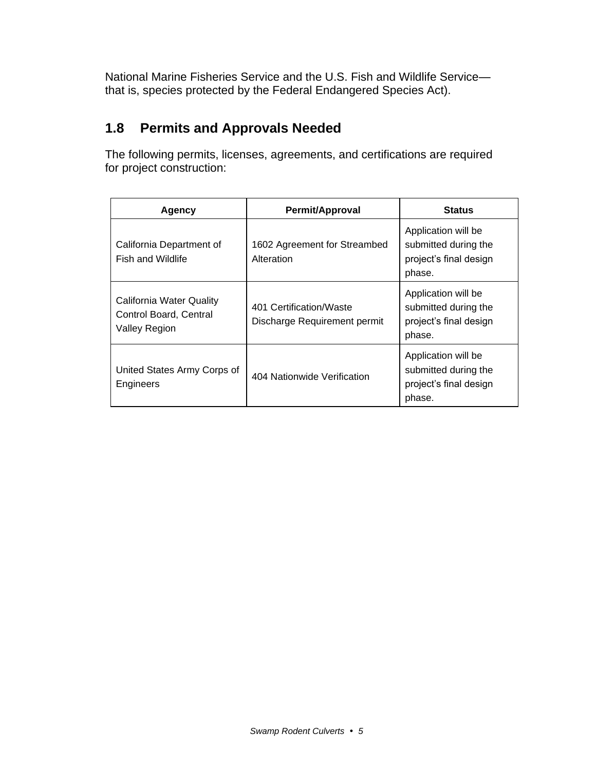National Marine Fisheries Service and the U.S. Fish and Wildlife Service—that is, species protected by the Federal Endangered Species Act).

## 1.8 Permits and Approvals Needed

The following permits, licenses, agreements, and certifications are required for project construction:

| Agency | Permit/Approval | Status |
| --- | --- | --- |
| California Department of Fish and Wildlife | 1602 Agreement for Streambed Alteration | Application will be submitted during the project's final design phase. |
| California Water Quality Control Board, Central Valley Region | 401 Certification/Waste Discharge Requirement permit | Application will be submitted during the project's final design phase. |
| United States Army Corps of Engineers | 404 Nationwide Verification | Application will be submitted during the project's final design phase. |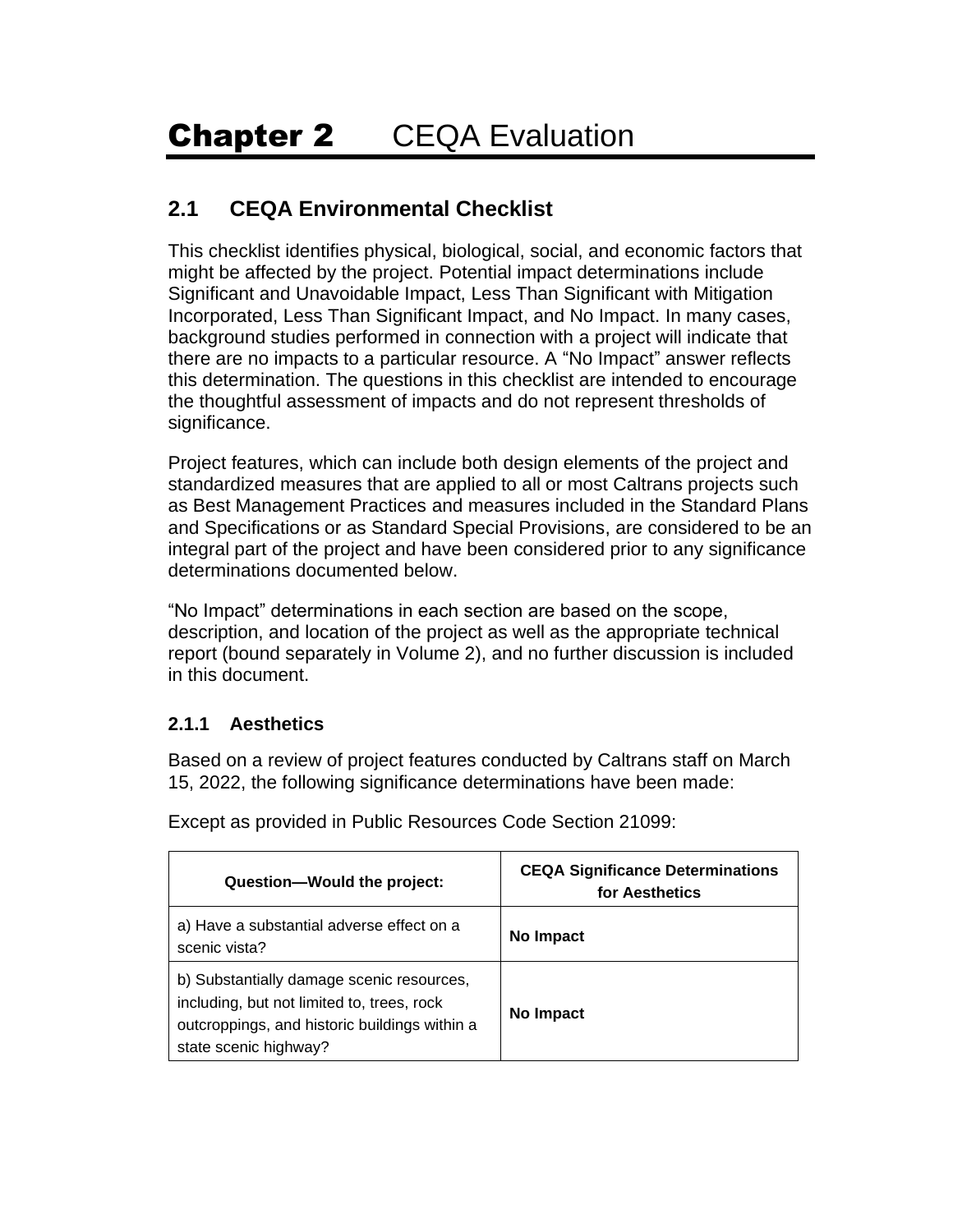# Chapter 2 CEQA Evaluation

## 2.1 CEQA Environmental Checklist

This checklist identifies physical, biological, social, and economic factors that might be affected by the project. Potential impact determinations include Significant and Unavoidable Impact, Less Than Significant with Mitigation Incorporated, Less Than Significant Impact, and No Impact. In many cases, background studies performed in connection with a project will indicate that there are no impacts to a particular resource. A "No Impact" answer reflects this determination. The questions in this checklist are intended to encourage the thoughtful assessment of impacts and do not represent thresholds of significance.

Project features, which can include both design elements of the project and standardized measures that are applied to all or most Caltrans projects such as Best Management Practices and measures included in the Standard Plans and Specifications or as Standard Special Provisions, are considered to be an integral part of the project and have been considered prior to any significance determinations documented below.

"No Impact" determinations in each section are based on the scope, description, and location of the project as well as the appropriate technical report (bound separately in Volume 2), and no further discussion is included in this document.

### 2.1.1 Aesthetics

Based on a review of project features conducted by Caltrans staff on March 15, 2022, the following significance determinations have been made:

Except as provided in Public Resources Code Section 21099:

| Question—Would the project: | CEQA Significance Determinations for Aesthetics |
|---|---|
| a) Have a substantial adverse effect on a scenic vista? | **No Impact** |
| b) Substantially damage scenic resources, including, but not limited to, trees, rock outcroppings, and historic buildings within a state scenic highway? | **No Impact** |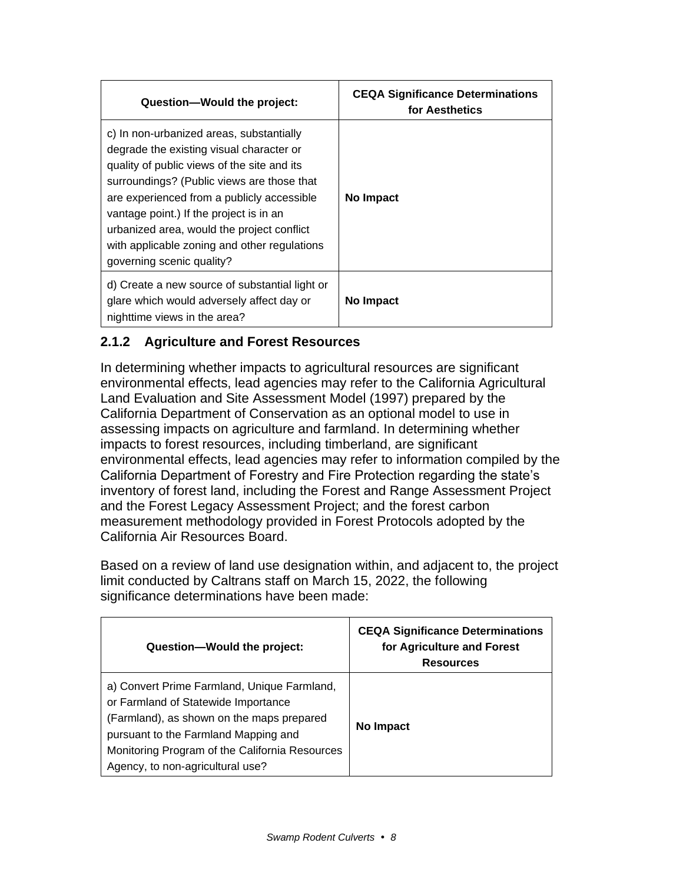| Question—Would the project: | CEQA Significance Determinations for Aesthetics |
| --- | --- |
| c) In non-urbanized areas, substantially degrade the existing visual character or quality of public views of the site and its surroundings? (Public views are those that are experienced from a publicly accessible vantage point.) If the project is in an urbanized area, would the project conflict with applicable zoning and other regulations governing scenic quality? | **No Impact** |
| d) Create a new source of substantial light or glare which would adversely affect day or nighttime views in the area? | **No Impact** |

### 2.1.2 Agriculture and Forest Resources

In determining whether impacts to agricultural resources are significant environmental effects, lead agencies may refer to the California Agricultural Land Evaluation and Site Assessment Model (1997) prepared by the California Department of Conservation as an optional model to use in assessing impacts on agriculture and farmland. In determining whether impacts to forest resources, including timberland, are significant environmental effects, lead agencies may refer to information compiled by the California Department of Forestry and Fire Protection regarding the state's inventory of forest land, including the Forest and Range Assessment Project and the Forest Legacy Assessment Project; and the forest carbon measurement methodology provided in Forest Protocols adopted by the California Air Resources Board.

Based on a review of land use designation within, and adjacent to, the project limit conducted by Caltrans staff on March 15, 2022, the following significance determinations have been made:

| Question—Would the project: | CEQA Significance Determinations for Agriculture and Forest Resources |
| --- | --- |
| a) Convert Prime Farmland, Unique Farmland, or Farmland of Statewide Importance (Farmland), as shown on the maps prepared pursuant to the Farmland Mapping and Monitoring Program of the California Resources Agency, to non-agricultural use? | **No Impact** |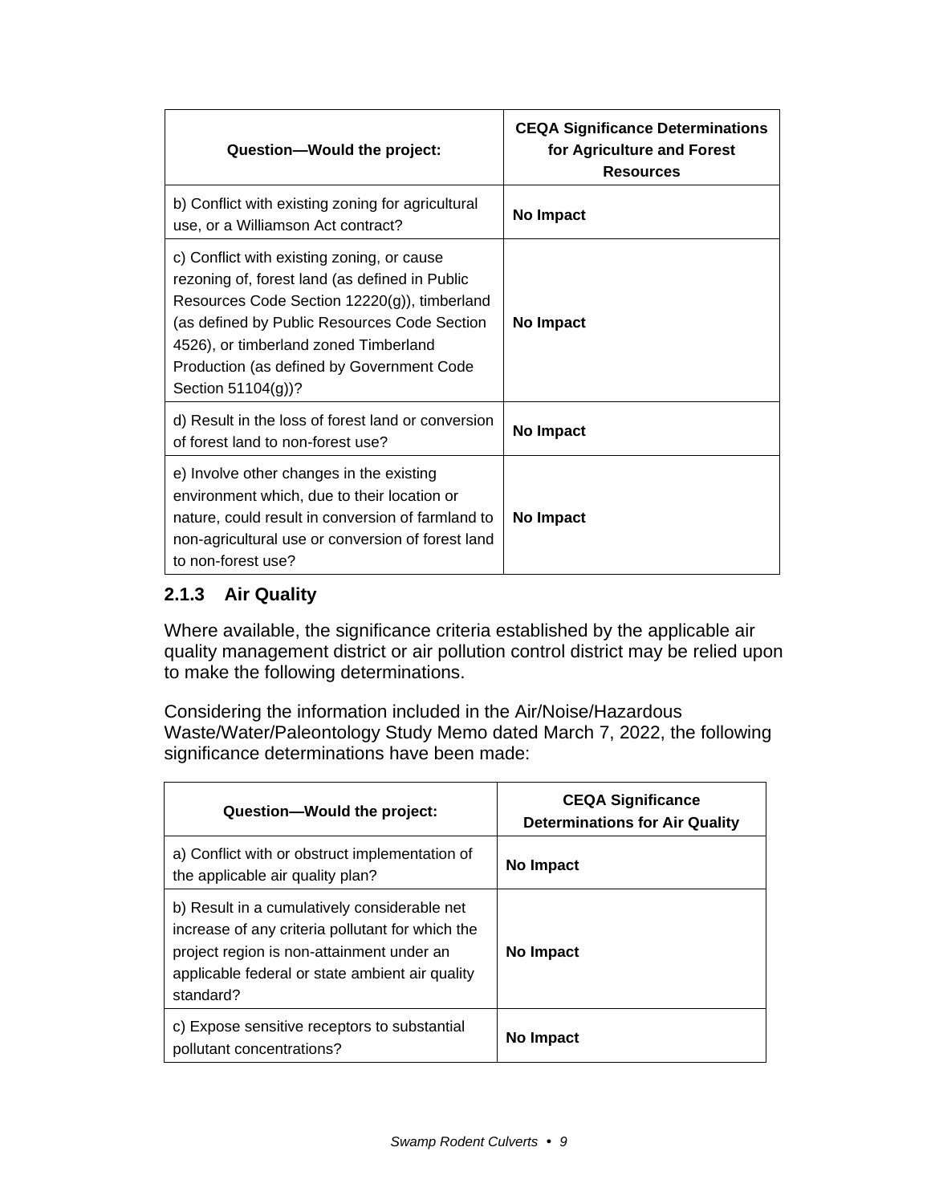| Question—Would the project: | CEQA Significance Determinations for Agriculture and Forest Resources |
|---|---|
| b) Conflict with existing zoning for agricultural use, or a Williamson Act contract? | **No Impact** |
| c) Conflict with existing zoning, or cause rezoning of, forest land (as defined in Public Resources Code Section 12220(g)), timberland (as defined by Public Resources Code Section 4526), or timberland zoned Timberland Production (as defined by Government Code Section 51104(g))? | **No Impact** |
| d) Result in the loss of forest land or conversion of forest land to non-forest use? | **No Impact** |
| e) Involve other changes in the existing environment which, due to their location or nature, could result in conversion of farmland to non-agricultural use or conversion of forest land to non-forest use? | **No Impact** |

### 2.1.3 Air Quality

Where available, the significance criteria established by the applicable air quality management district or air pollution control district may be relied upon to make the following determinations.

Considering the information included in the Air/Noise/Hazardous Waste/Water/Paleontology Study Memo dated March 7, 2022, the following significance determinations have been made:

| Question—Would the project: | CEQA Significance Determinations for Air Quality |
|---|---|
| a) Conflict with or obstruct implementation of the applicable air quality plan? | **No Impact** |
| b) Result in a cumulatively considerable net increase of any criteria pollutant for which the project region is non-attainment under an applicable federal or state ambient air quality standard? | **No Impact** |
| c) Expose sensitive receptors to substantial pollutant concentrations? | **No Impact** |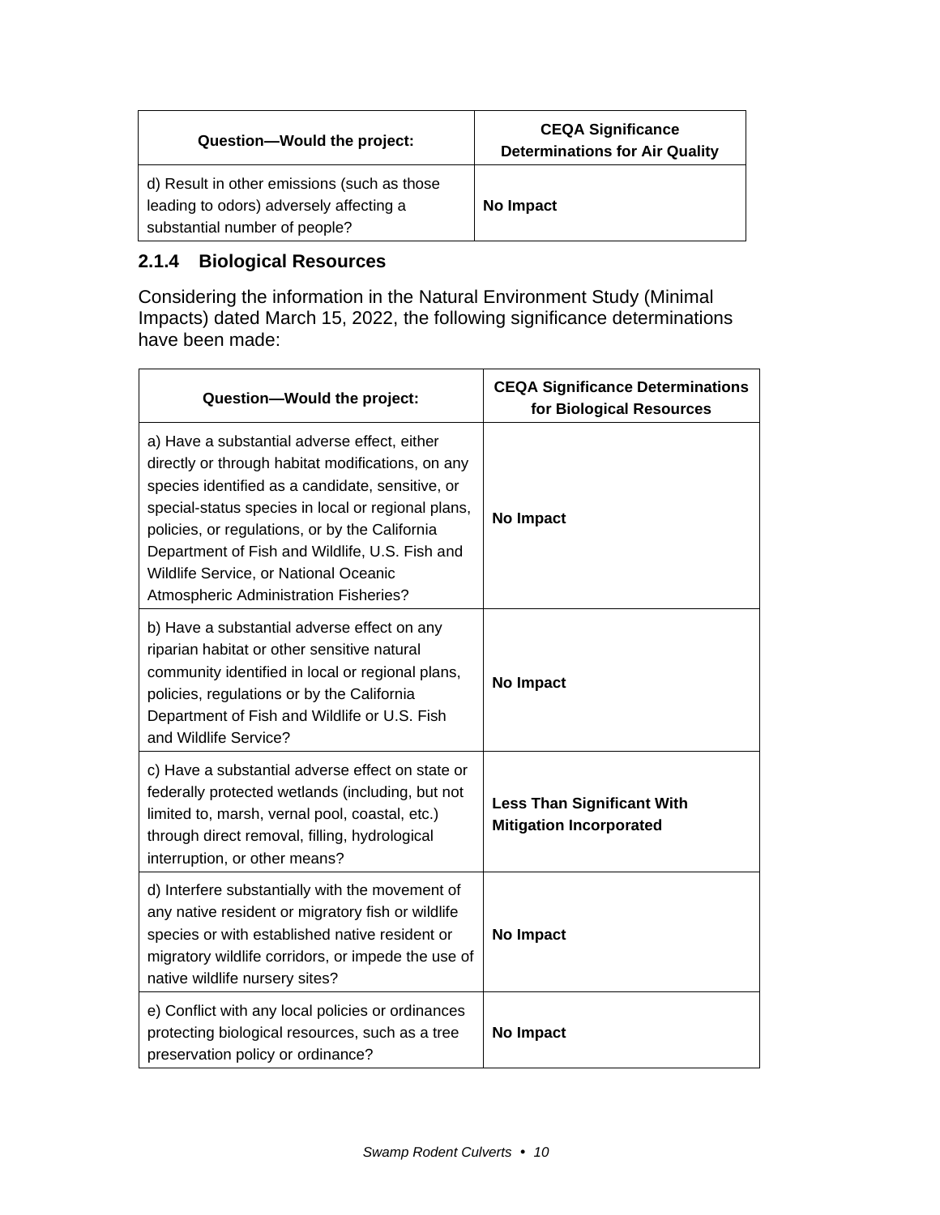| Question—Would the project: | CEQA Significance Determinations for Air Quality |
| --- | --- |
| d) Result in other emissions (such as those leading to odors) adversely affecting a substantial number of people? | **No Impact** |

### 2.1.4 Biological Resources

Considering the information in the Natural Environment Study (Minimal Impacts) dated March 15, 2022, the following significance determinations have been made:

| Question—Would the project: | CEQA Significance Determinations for Biological Resources |
| --- | --- |
| a) Have a substantial adverse effect, either directly or through habitat modifications, on any species identified as a candidate, sensitive, or special-status species in local or regional plans, policies, or regulations, or by the California Department of Fish and Wildlife, U.S. Fish and Wildlife Service, or National Oceanic Atmospheric Administration Fisheries? | **No Impact** |
| b) Have a substantial adverse effect on any riparian habitat or other sensitive natural community identified in local or regional plans, policies, regulations or by the California Department of Fish and Wildlife or U.S. Fish and Wildlife Service? | **No Impact** |
| c) Have a substantial adverse effect on state or federally protected wetlands (including, but not limited to, marsh, vernal pool, coastal, etc.) through direct removal, filling, hydrological interruption, or other means? | **Less Than Significant With Mitigation Incorporated** |
| d) Interfere substantially with the movement of any native resident or migratory fish or wildlife species or with established native resident or migratory wildlife corridors, or impede the use of native wildlife nursery sites? | **No Impact** |
| e) Conflict with any local policies or ordinances protecting biological resources, such as a tree preservation policy or ordinance? | **No Impact** |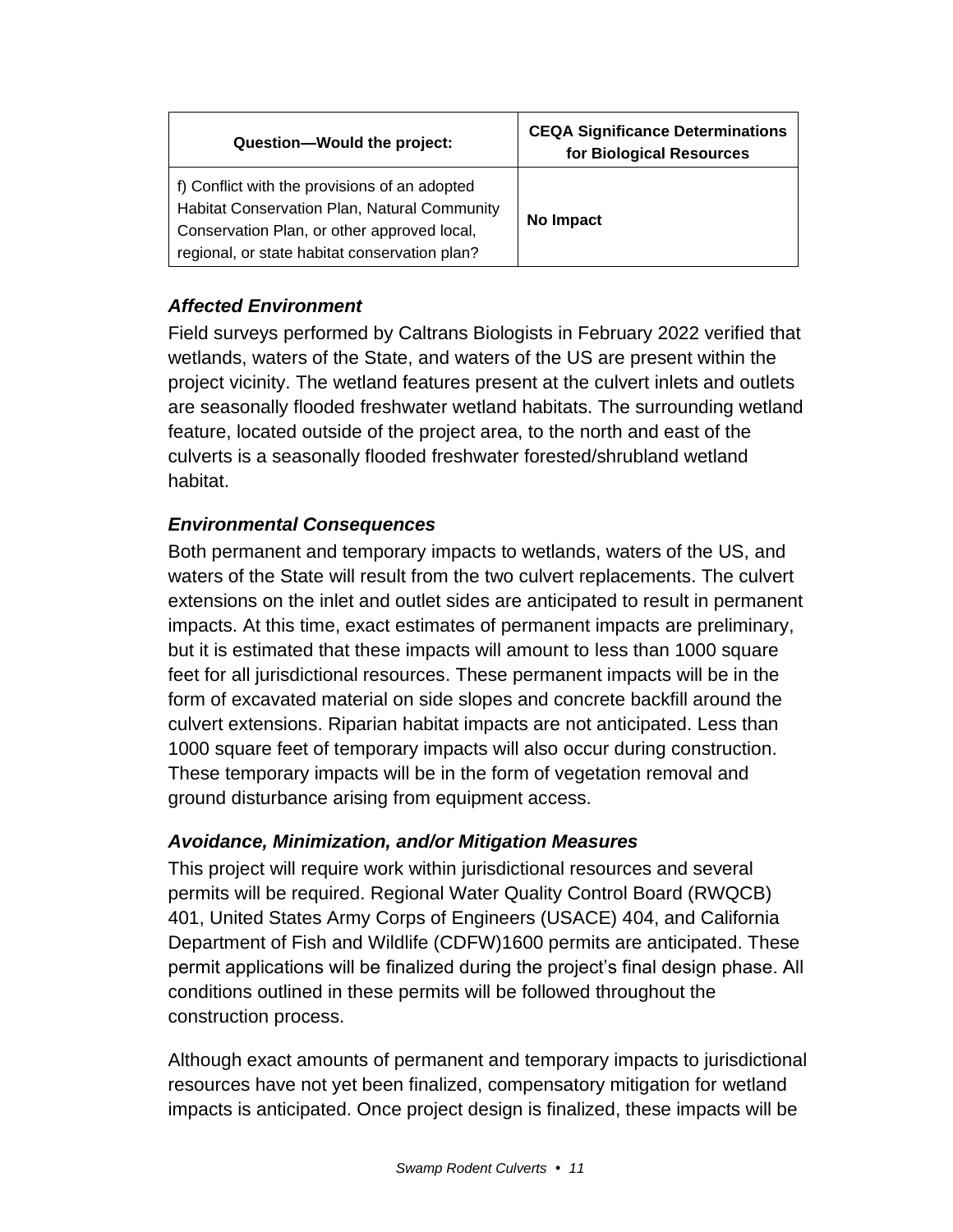| Question—Would the project: | CEQA Significance Determinations for Biological Resources |
| --- | --- |
| f) Conflict with the provisions of an adopted Habitat Conservation Plan, Natural Community Conservation Plan, or other approved local, regional, or state habitat conservation plan? | **No Impact** |

### *Affected Environment*

Field surveys performed by Caltrans Biologists in February 2022 verified that wetlands, waters of the State, and waters of the US are present within the project vicinity. The wetland features present at the culvert inlets and outlets are seasonally flooded freshwater wetland habitats. The surrounding wetland feature, located outside of the project area, to the north and east of the culverts is a seasonally flooded freshwater forested/shrubland wetland habitat.

### *Environmental Consequences*

Both permanent and temporary impacts to wetlands, waters of the US, and waters of the State will result from the two culvert replacements. The culvert extensions on the inlet and outlet sides are anticipated to result in permanent impacts. At this time, exact estimates of permanent impacts are preliminary, but it is estimated that these impacts will amount to less than 1000 square feet for all jurisdictional resources. These permanent impacts will be in the form of excavated material on side slopes and concrete backfill around the culvert extensions. Riparian habitat impacts are not anticipated. Less than 1000 square feet of temporary impacts will also occur during construction. These temporary impacts will be in the form of vegetation removal and ground disturbance arising from equipment access.

### *Avoidance, Minimization, and/or Mitigation Measures*

This project will require work within jurisdictional resources and several permits will be required. Regional Water Quality Control Board (RWQCB) 401, United States Army Corps of Engineers (USACE) 404, and California Department of Fish and Wildlife (CDFW)1600 permits are anticipated. These permit applications will be finalized during the project's final design phase. All conditions outlined in these permits will be followed throughout the construction process.

Although exact amounts of permanent and temporary impacts to jurisdictional resources have not yet been finalized, compensatory mitigation for wetland impacts is anticipated. Once project design is finalized, these impacts will be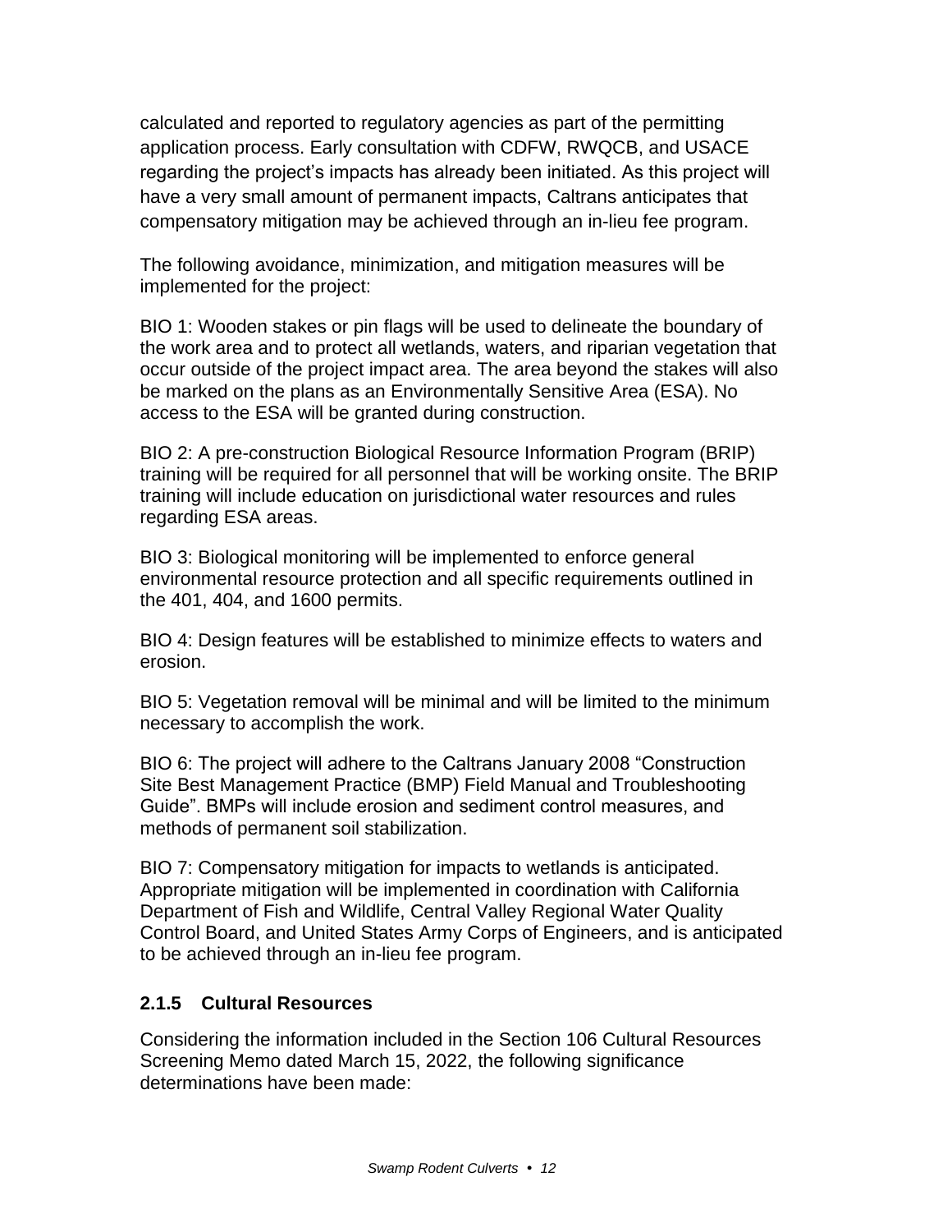calculated and reported to regulatory agencies as part of the permitting application process. Early consultation with CDFW, RWQCB, and USACE regarding the project's impacts has already been initiated. As this project will have a very small amount of permanent impacts, Caltrans anticipates that compensatory mitigation may be achieved through an in-lieu fee program.

The following avoidance, minimization, and mitigation measures will be implemented for the project:

BIO 1: Wooden stakes or pin flags will be used to delineate the boundary of the work area and to protect all wetlands, waters, and riparian vegetation that occur outside of the project impact area. The area beyond the stakes will also be marked on the plans as an Environmentally Sensitive Area (ESA). No access to the ESA will be granted during construction.

BIO 2: A pre-construction Biological Resource Information Program (BRIP) training will be required for all personnel that will be working onsite. The BRIP training will include education on jurisdictional water resources and rules regarding ESA areas.

BIO 3: Biological monitoring will be implemented to enforce general environmental resource protection and all specific requirements outlined in the 401, 404, and 1600 permits.

BIO 4: Design features will be established to minimize effects to waters and erosion.

BIO 5: Vegetation removal will be minimal and will be limited to the minimum necessary to accomplish the work.

BIO 6: The project will adhere to the Caltrans January 2008 "Construction Site Best Management Practice (BMP) Field Manual and Troubleshooting Guide". BMPs will include erosion and sediment control measures, and methods of permanent soil stabilization.

BIO 7: Compensatory mitigation for impacts to wetlands is anticipated. Appropriate mitigation will be implemented in coordination with California Department of Fish and Wildlife, Central Valley Regional Water Quality Control Board, and United States Army Corps of Engineers, and is anticipated to be achieved through an in-lieu fee program.

### 2.1.5 Cultural Resources

Considering the information included in the Section 106 Cultural Resources Screening Memo dated March 15, 2022, the following significance determinations have been made: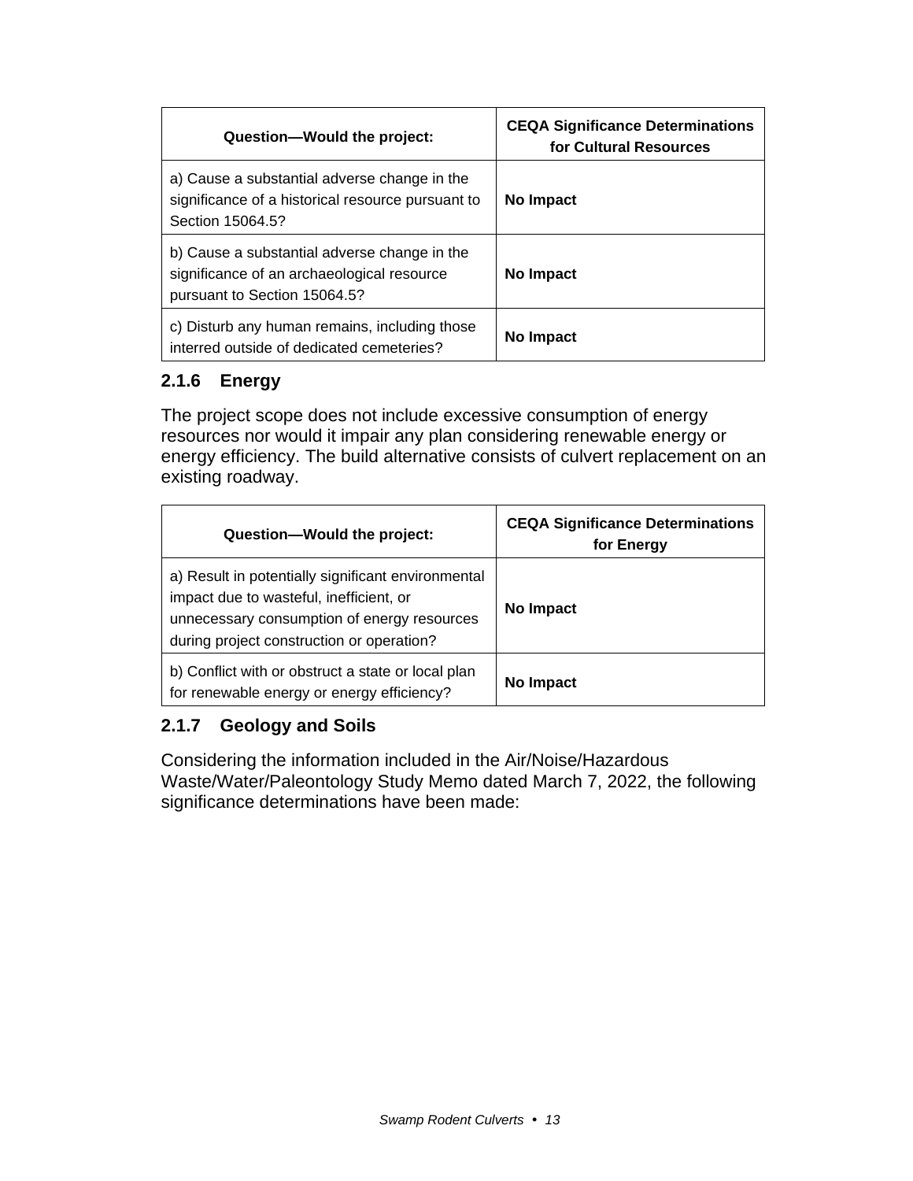| Question—Would the project: | CEQA Significance Determinations for Cultural Resources |
| --- | --- |
| a) Cause a substantial adverse change in the significance of a historical resource pursuant to Section 15064.5? | **No Impact** |
| b) Cause a substantial adverse change in the significance of an archaeological resource pursuant to Section 15064.5? | **No Impact** |
| c) Disturb any human remains, including those interred outside of dedicated cemeteries? | **No Impact** |

### 2.1.6 Energy

The project scope does not include excessive consumption of energy resources nor would it impair any plan considering renewable energy or energy efficiency. The build alternative consists of culvert replacement on an existing roadway.

| Question—Would the project: | CEQA Significance Determinations for Energy |
| --- | --- |
| a) Result in potentially significant environmental impact due to wasteful, inefficient, or unnecessary consumption of energy resources during project construction or operation? | **No Impact** |
| b) Conflict with or obstruct a state or local plan for renewable energy or energy efficiency? | **No Impact** |

### 2.1.7 Geology and Soils

Considering the information included in the Air/Noise/Hazardous Waste/Water/Paleontology Study Memo dated March 7, 2022, the following significance determinations have been made: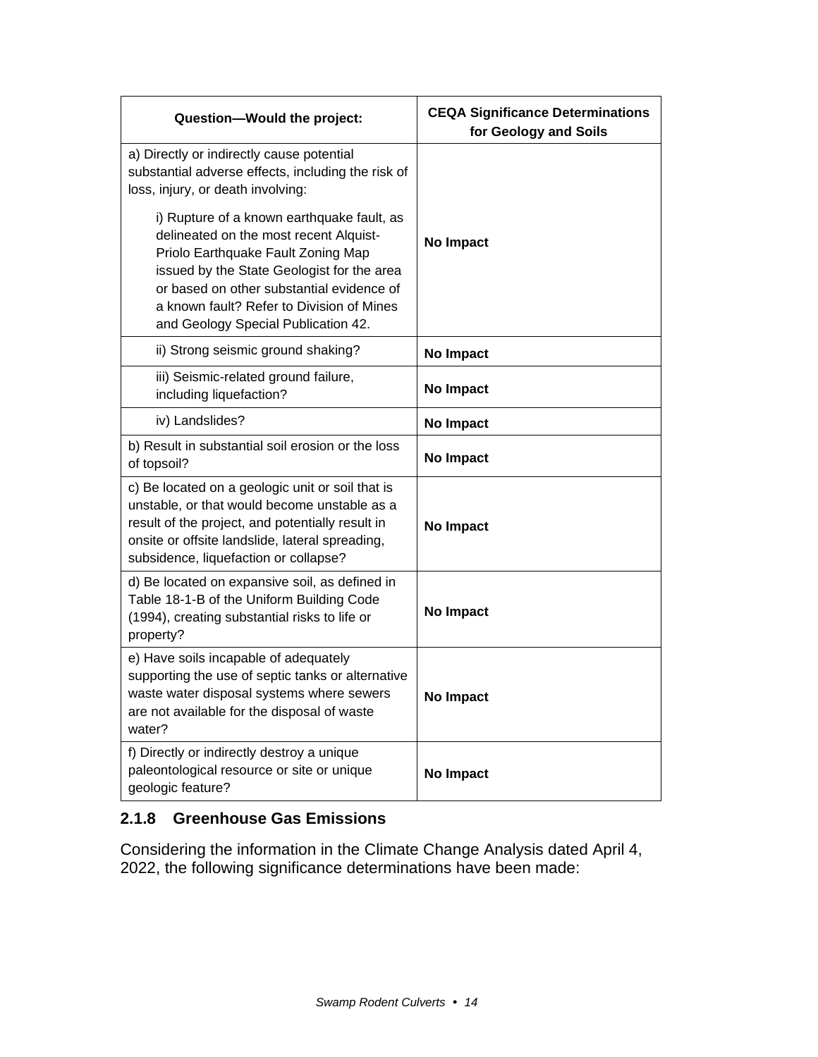| Question—Would the project: | CEQA Significance Determinations for Geology and Soils |
|---|---|
| a) Directly or indirectly cause potential substantial adverse effects, including the risk of loss, injury, or death involving:<br><br>i) Rupture of a known earthquake fault, as delineated on the most recent Alquist-Priolo Earthquake Fault Zoning Map issued by the State Geologist for the area or based on other substantial evidence of a known fault? Refer to Division of Mines and Geology Special Publication 42. | **No Impact** |
| ii) Strong seismic ground shaking? | **No Impact** |
| iii) Seismic-related ground failure, including liquefaction? | **No Impact** |
| iv) Landslides? | **No Impact** |
| b) Result in substantial soil erosion or the loss of topsoil? | **No Impact** |
| c) Be located on a geologic unit or soil that is unstable, or that would become unstable as a result of the project, and potentially result in onsite or offsite landslide, lateral spreading, subsidence, liquefaction or collapse? | **No Impact** |
| d) Be located on expansive soil, as defined in Table 18-1-B of the Uniform Building Code (1994), creating substantial risks to life or property? | **No Impact** |
| e) Have soils incapable of adequately supporting the use of septic tanks or alternative waste water disposal systems where sewers are not available for the disposal of waste water? | **No Impact** |
| f) Directly or indirectly destroy a unique paleontological resource or site or unique geologic feature? | **No Impact** |

### 2.1.8 Greenhouse Gas Emissions

Considering the information in the Climate Change Analysis dated April 4, 2022, the following significance determinations have been made: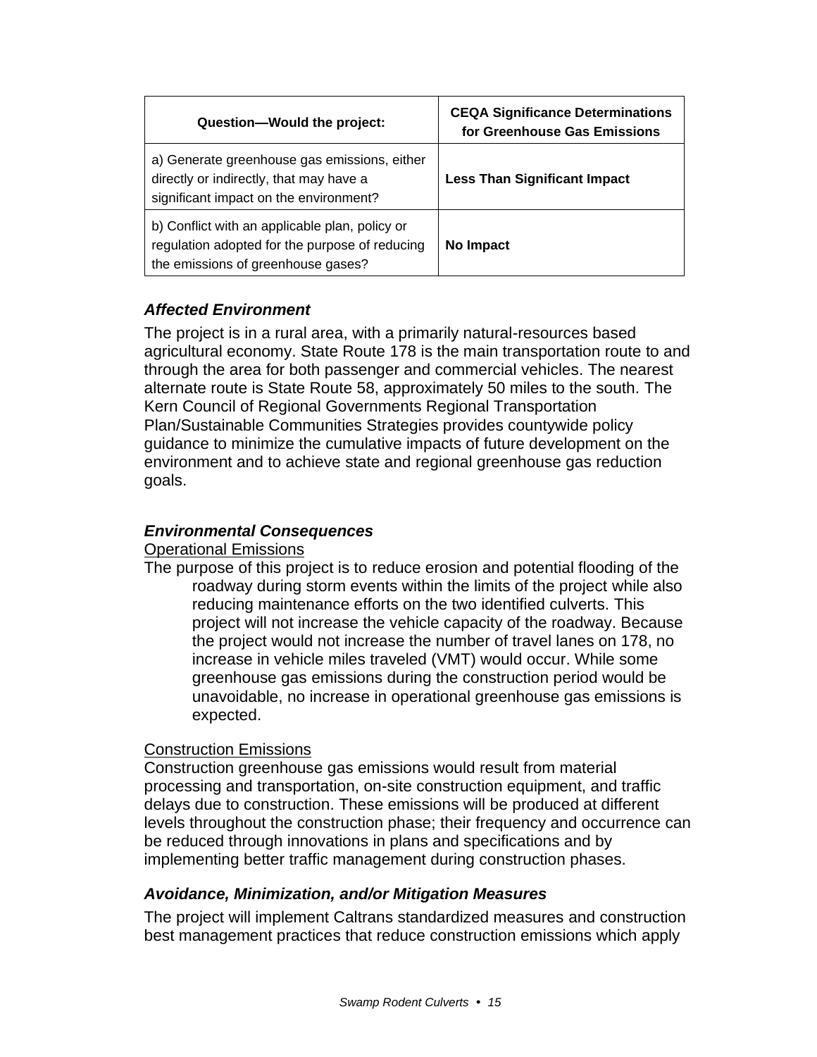| Question—Would the project: | CEQA Significance Determinations for Greenhouse Gas Emissions |
| --- | --- |
| a) Generate greenhouse gas emissions, either directly or indirectly, that may have a significant impact on the environment? | **Less Than Significant Impact** |
| b) Conflict with an applicable plan, policy or regulation adopted for the purpose of reducing the emissions of greenhouse gases? | **No Impact** |

### *Affected Environment*

The project is in a rural area, with a primarily natural-resources based agricultural economy. State Route 178 is the main transportation route to and through the area for both passenger and commercial vehicles. The nearest alternate route is State Route 58, approximately 50 miles to the south. The Kern Council of Regional Governments Regional Transportation Plan/Sustainable Communities Strategies provides countywide policy guidance to minimize the cumulative impacts of future development on the environment and to achieve state and regional greenhouse gas reduction goals.

### *Environmental Consequences*

Operational Emissions

The purpose of this project is to reduce erosion and potential flooding of the roadway during storm events within the limits of the project while also reducing maintenance efforts on the two identified culverts. This project will not increase the vehicle capacity of the roadway. Because the project would not increase the number of travel lanes on 178, no increase in vehicle miles traveled (VMT) would occur. While some greenhouse gas emissions during the construction period would be unavoidable, no increase in operational greenhouse gas emissions is expected.

Construction Emissions

Construction greenhouse gas emissions would result from material processing and transportation, on-site construction equipment, and traffic delays due to construction. These emissions will be produced at different levels throughout the construction phase; their frequency and occurrence can be reduced through innovations in plans and specifications and by implementing better traffic management during construction phases.

### *Avoidance, Minimization, and/or Mitigation Measures*

The project will implement Caltrans standardized measures and construction best management practices that reduce construction emissions which apply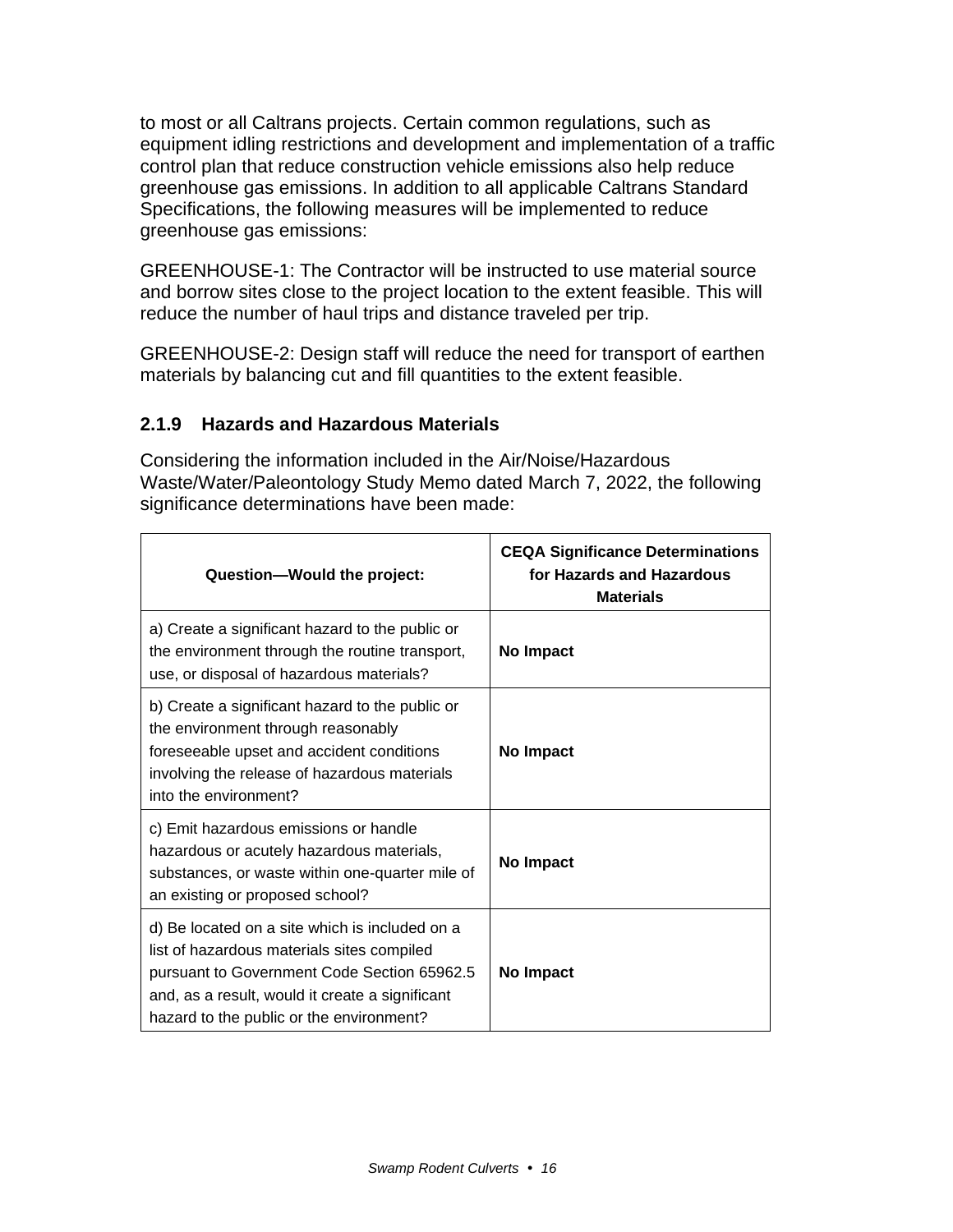to most or all Caltrans projects. Certain common regulations, such as equipment idling restrictions and development and implementation of a traffic control plan that reduce construction vehicle emissions also help reduce greenhouse gas emissions. In addition to all applicable Caltrans Standard Specifications, the following measures will be implemented to reduce greenhouse gas emissions:

GREENHOUSE-1: The Contractor will be instructed to use material source and borrow sites close to the project location to the extent feasible. This will reduce the number of haul trips and distance traveled per trip.

GREENHOUSE-2: Design staff will reduce the need for transport of earthen materials by balancing cut and fill quantities to the extent feasible.

### 2.1.9 Hazards and Hazardous Materials

Considering the information included in the Air/Noise/Hazardous Waste/Water/Paleontology Study Memo dated March 7, 2022, the following significance determinations have been made:

| Question—Would the project: | CEQA Significance Determinations for Hazards and Hazardous Materials |
|---|---|
| a) Create a significant hazard to the public or the environment through the routine transport, use, or disposal of hazardous materials? | **No Impact** |
| b) Create a significant hazard to the public or the environment through reasonably foreseeable upset and accident conditions involving the release of hazardous materials into the environment? | **No Impact** |
| c) Emit hazardous emissions or handle hazardous or acutely hazardous materials, substances, or waste within one-quarter mile of an existing or proposed school? | **No Impact** |
| d) Be located on a site which is included on a list of hazardous materials sites compiled pursuant to Government Code Section 65962.5 and, as a result, would it create a significant hazard to the public or the environment? | **No Impact** |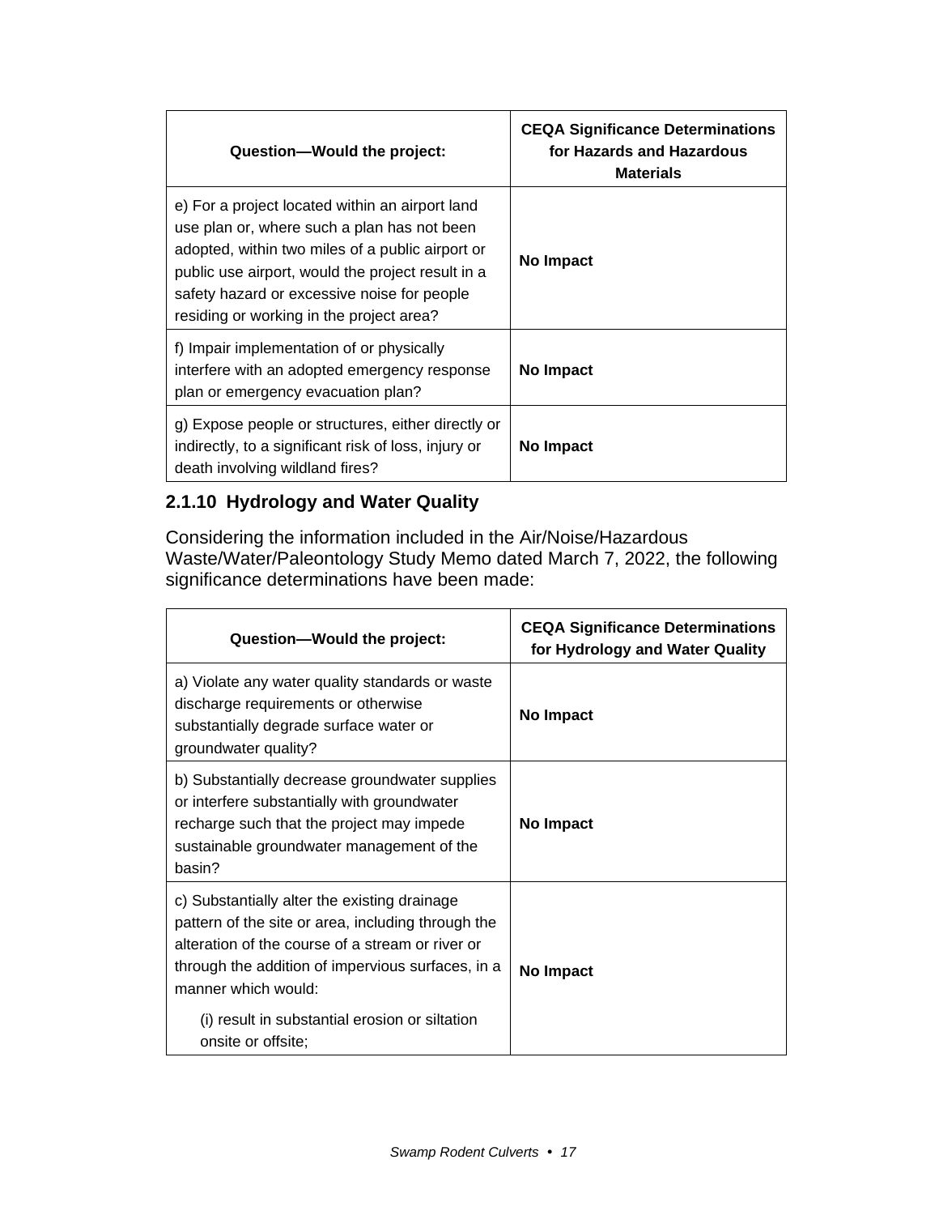| Question—Would the project: | CEQA Significance Determinations for Hazards and Hazardous Materials |
| --- | --- |
| e) For a project located within an airport land use plan or, where such a plan has not been adopted, within two miles of a public airport or public use airport, would the project result in a safety hazard or excessive noise for people residing or working in the project area? | **No Impact** |
| f) Impair implementation of or physically interfere with an adopted emergency response plan or emergency evacuation plan? | **No Impact** |
| g) Expose people or structures, either directly or indirectly, to a significant risk of loss, injury or death involving wildland fires? | **No Impact** |

### 2.1.10 Hydrology and Water Quality

Considering the information included in the Air/Noise/Hazardous Waste/Water/Paleontology Study Memo dated March 7, 2022, the following significance determinations have been made:

| Question—Would the project: | CEQA Significance Determinations for Hydrology and Water Quality |
| --- | --- |
| a) Violate any water quality standards or waste discharge requirements or otherwise substantially degrade surface water or groundwater quality? | **No Impact** |
| b) Substantially decrease groundwater supplies or interfere substantially with groundwater recharge such that the project may impede sustainable groundwater management of the basin? | **No Impact** |
| c) Substantially alter the existing drainage pattern of the site or area, including through the alteration of the course of a stream or river or through the addition of impervious surfaces, in a manner which would: (i) result in substantial erosion or siltation onsite or offsite; | **No Impact** |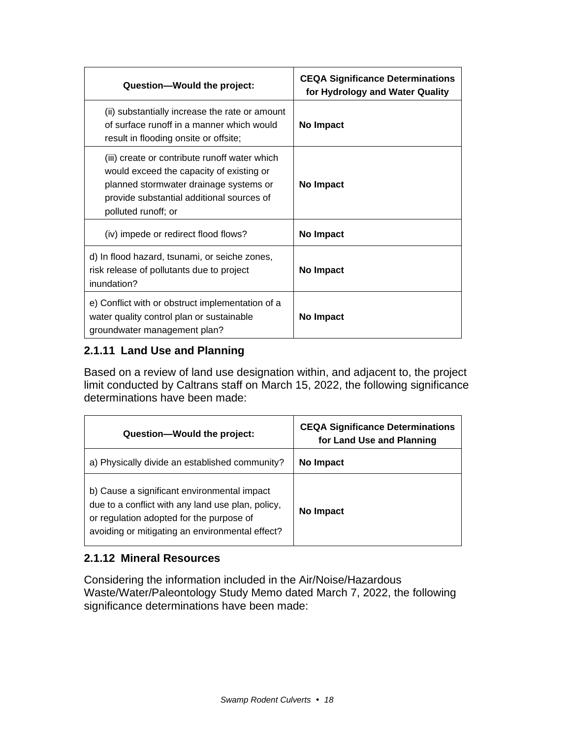| Question—Would the project: | CEQA Significance Determinations for Hydrology and Water Quality |
|---|---|
| (ii) substantially increase the rate or amount of surface runoff in a manner which would result in flooding onsite or offsite; | **No Impact** |
| (iii) create or contribute runoff water which would exceed the capacity of existing or planned stormwater drainage systems or provide substantial additional sources of polluted runoff; or | **No Impact** |
| (iv) impede or redirect flood flows? | **No Impact** |
| d) In flood hazard, tsunami, or seiche zones, risk release of pollutants due to project inundation? | **No Impact** |
| e) Conflict with or obstruct implementation of a water quality control plan or sustainable groundwater management plan? | **No Impact** |

### 2.1.11 Land Use and Planning

Based on a review of land use designation within, and adjacent to, the project limit conducted by Caltrans staff on March 15, 2022, the following significance determinations have been made:

| Question—Would the project: | CEQA Significance Determinations for Land Use and Planning |
|---|---|
| a) Physically divide an established community? | **No Impact** |
| b) Cause a significant environmental impact due to a conflict with any land use plan, policy, or regulation adopted for the purpose of avoiding or mitigating an environmental effect? | **No Impact** |

### 2.1.12 Mineral Resources

Considering the information included in the Air/Noise/Hazardous Waste/Water/Paleontology Study Memo dated March 7, 2022, the following significance determinations have been made: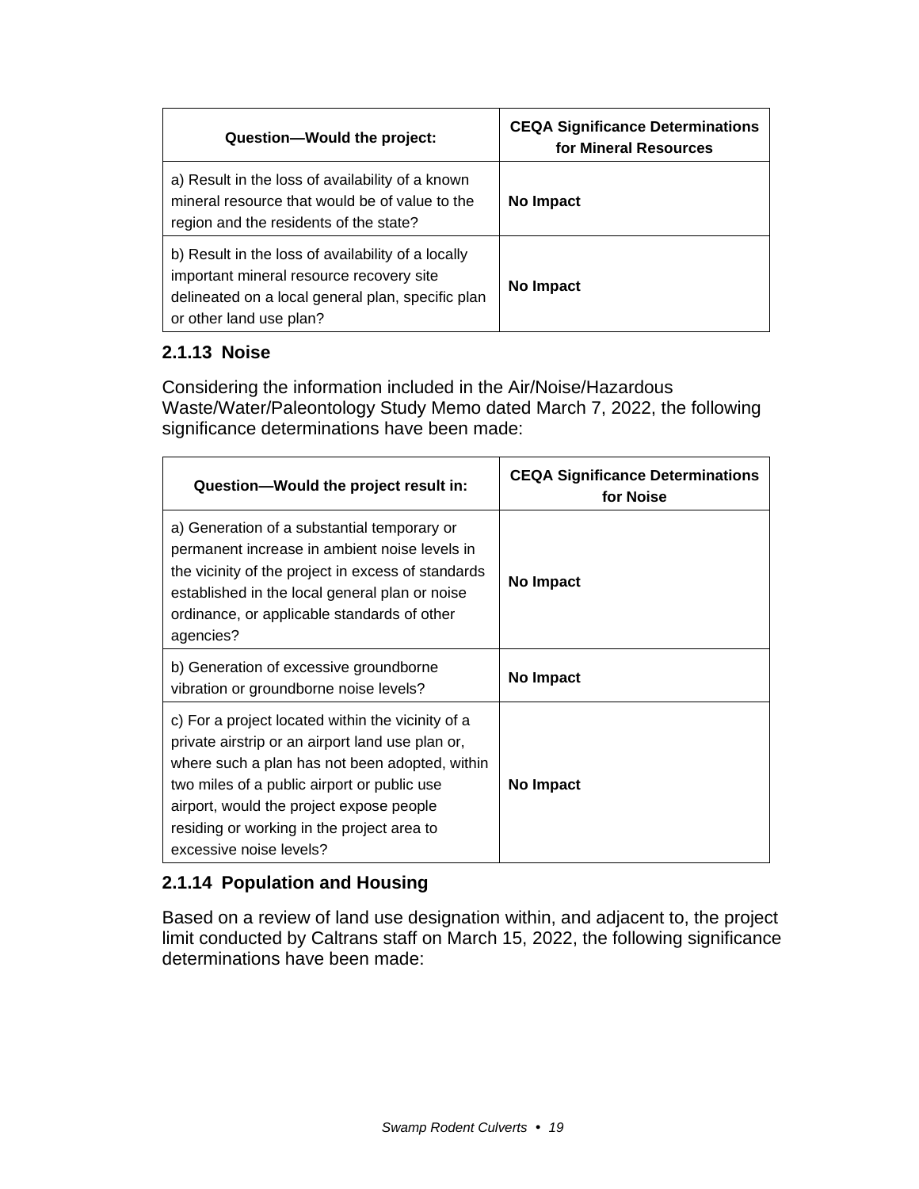| Question—Would the project: | CEQA Significance Determinations for Mineral Resources |
|---|---|
| a) Result in the loss of availability of a known mineral resource that would be of value to the region and the residents of the state? | **No Impact** |
| b) Result in the loss of availability of a locally important mineral resource recovery site delineated on a local general plan, specific plan or other land use plan? | **No Impact** |

### 2.1.13 Noise

Considering the information included in the Air/Noise/Hazardous Waste/Water/Paleontology Study Memo dated March 7, 2022, the following significance determinations have been made:

| Question—Would the project result in: | CEQA Significance Determinations for Noise |
|---|---|
| a) Generation of a substantial temporary or permanent increase in ambient noise levels in the vicinity of the project in excess of standards established in the local general plan or noise ordinance, or applicable standards of other agencies? | **No Impact** |
| b) Generation of excessive groundborne vibration or groundborne noise levels? | **No Impact** |
| c) For a project located within the vicinity of a private airstrip or an airport land use plan or, where such a plan has not been adopted, within two miles of a public airport or public use airport, would the project expose people residing or working in the project area to excessive noise levels? | **No Impact** |

### 2.1.14 Population and Housing

Based on a review of land use designation within, and adjacent to, the project limit conducted by Caltrans staff on March 15, 2022, the following significance determinations have been made: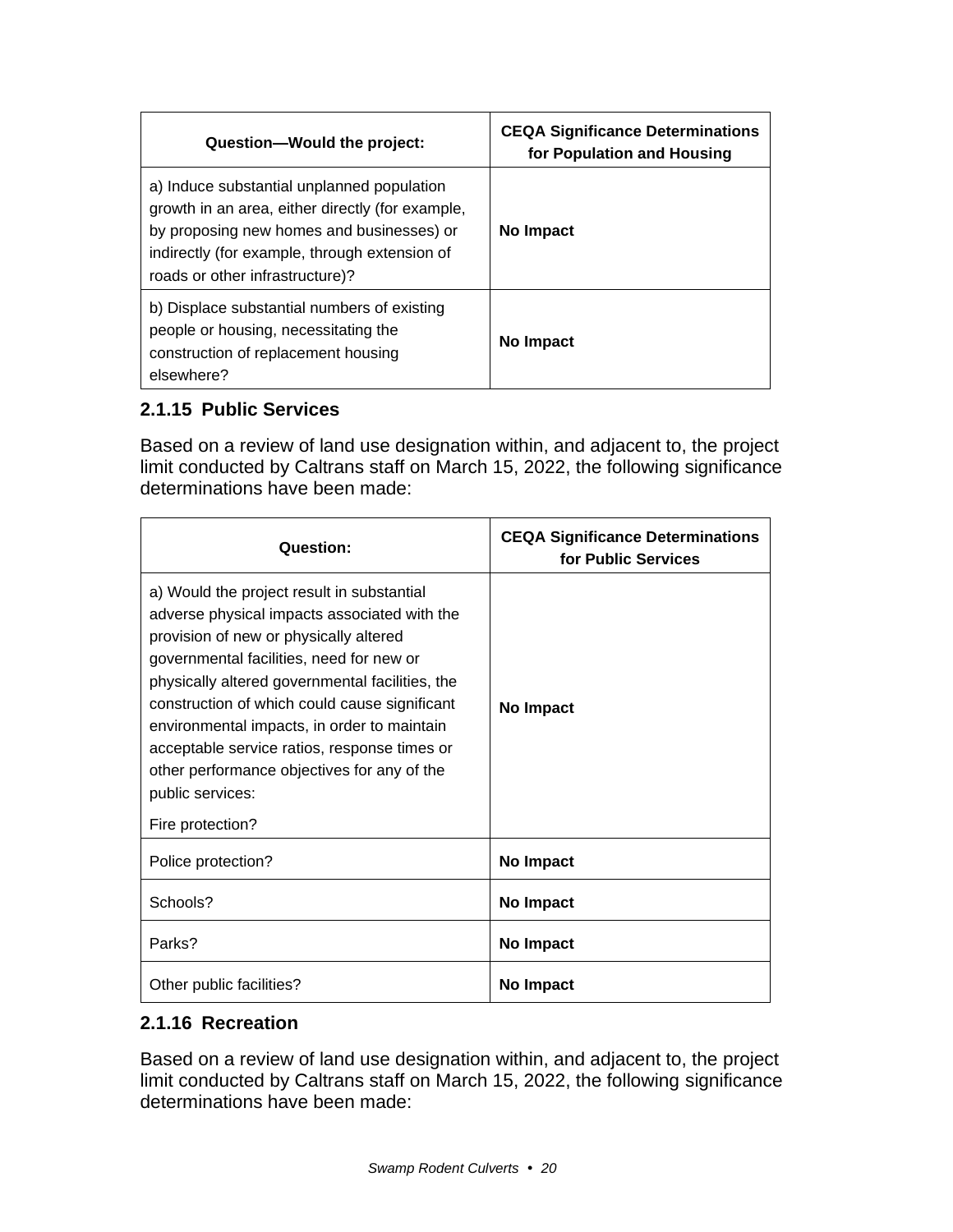| Question—Would the project: | CEQA Significance Determinations for Population and Housing |
| --- | --- |
| a) Induce substantial unplanned population growth in an area, either directly (for example, by proposing new homes and businesses) or indirectly (for example, through extension of roads or other infrastructure)? | **No Impact** |
| b) Displace substantial numbers of existing people or housing, necessitating the construction of replacement housing elsewhere? | **No Impact** |

### 2.1.15 Public Services

Based on a review of land use designation within, and adjacent to, the project limit conducted by Caltrans staff on March 15, 2022, the following significance determinations have been made:

| Question: | CEQA Significance Determinations for Public Services |
| --- | --- |
| a) Would the project result in substantial adverse physical impacts associated with the provision of new or physically altered governmental facilities, need for new or physically altered governmental facilities, the construction of which could cause significant environmental impacts, in order to maintain acceptable service ratios, response times or other performance objectives for any of the public services: Fire protection? | **No Impact** |
| Police protection? | **No Impact** |
| Schools? | **No Impact** |
| Parks? | **No Impact** |
| Other public facilities? | **No Impact** |

### 2.1.16 Recreation

Based on a review of land use designation within, and adjacent to, the project limit conducted by Caltrans staff on March 15, 2022, the following significance determinations have been made: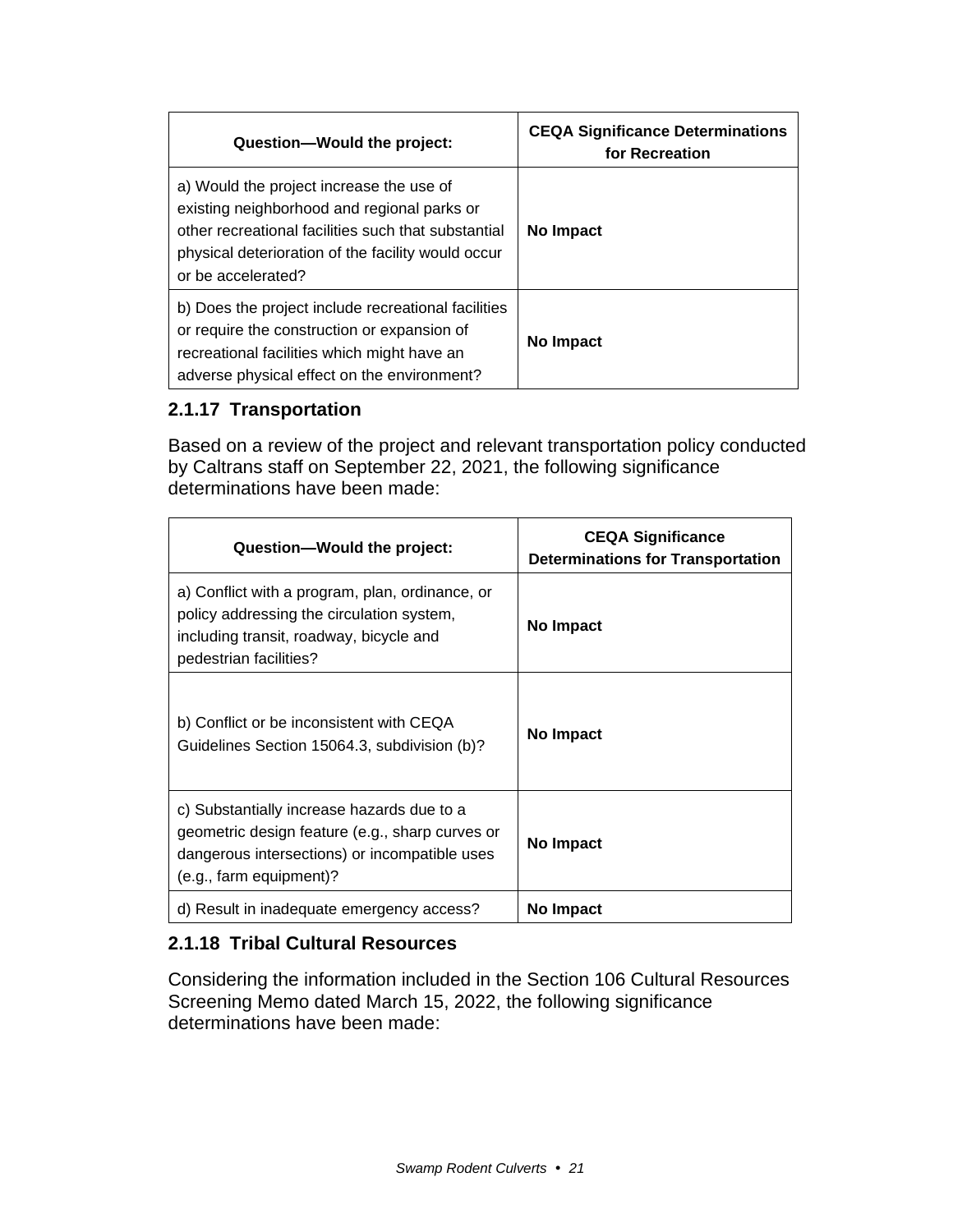| Question—Would the project: | CEQA Significance Determinations for Recreation |
| --- | --- |
| a) Would the project increase the use of existing neighborhood and regional parks or other recreational facilities such that substantial physical deterioration of the facility would occur or be accelerated? | **No Impact** |
| b) Does the project include recreational facilities or require the construction or expansion of recreational facilities which might have an adverse physical effect on the environment? | **No Impact** |

### 2.1.17 Transportation

Based on a review of the project and relevant transportation policy conducted by Caltrans staff on September 22, 2021, the following significance determinations have been made:

| Question—Would the project: | CEQA Significance Determinations for Transportation |
| --- | --- |
| a) Conflict with a program, plan, ordinance, or policy addressing the circulation system, including transit, roadway, bicycle and pedestrian facilities? | **No Impact** |
| b) Conflict or be inconsistent with CEQA Guidelines Section 15064.3, subdivision (b)? | **No Impact** |
| c) Substantially increase hazards due to a geometric design feature (e.g., sharp curves or dangerous intersections) or incompatible uses (e.g., farm equipment)? | **No Impact** |
| d) Result in inadequate emergency access? | **No Impact** |

### 2.1.18 Tribal Cultural Resources

Considering the information included in the Section 106 Cultural Resources Screening Memo dated March 15, 2022, the following significance determinations have been made: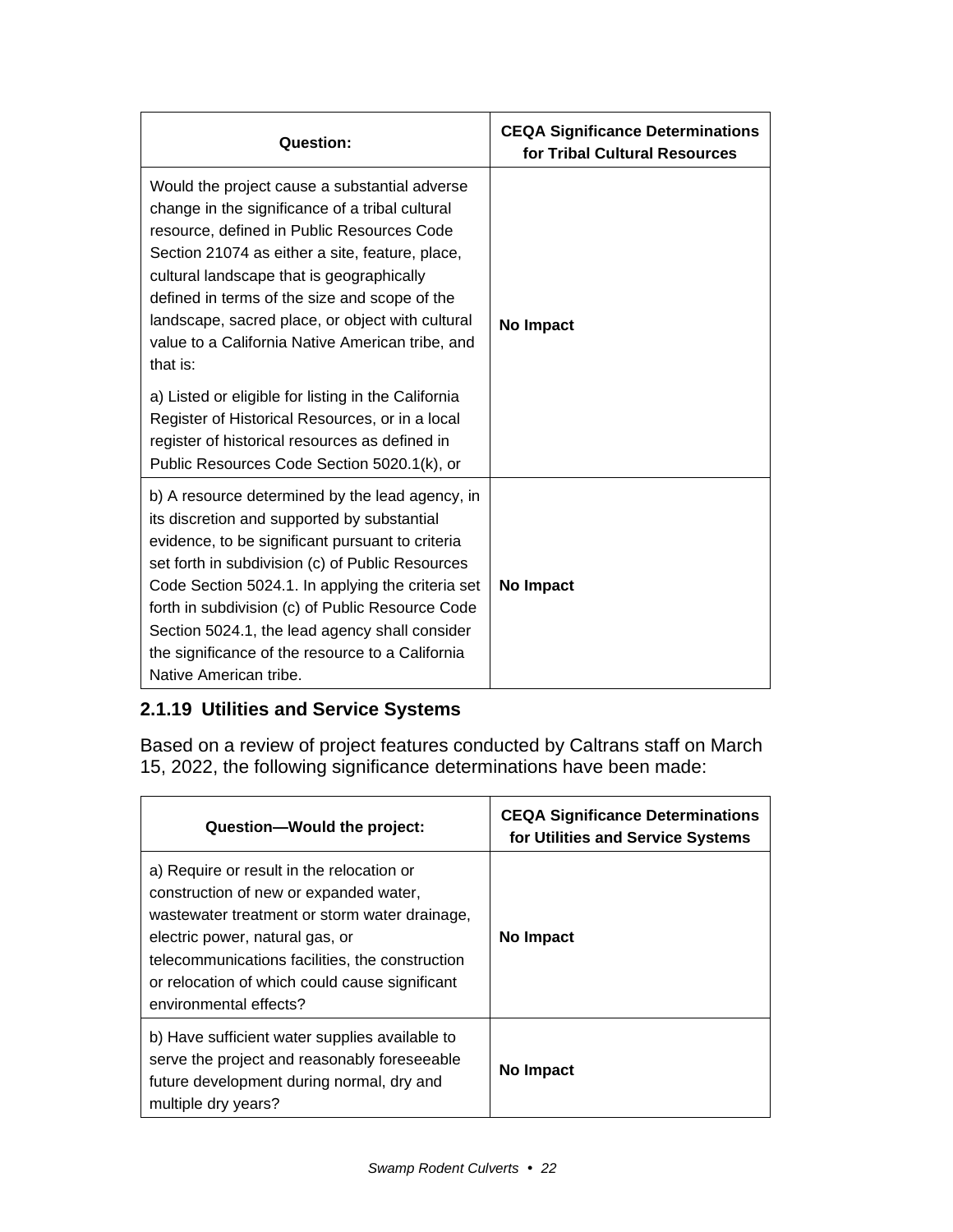| Question: | CEQA Significance Determinations for Tribal Cultural Resources |
|---|---|
| Would the project cause a substantial adverse change in the significance of a tribal cultural resource, defined in Public Resources Code Section 21074 as either a site, feature, place, cultural landscape that is geographically defined in terms of the size and scope of the landscape, sacred place, or object with cultural value to a California Native American tribe, and that is:<br><br>a) Listed or eligible for listing in the California Register of Historical Resources, or in a local register of historical resources as defined in Public Resources Code Section 5020.1(k), or | **No Impact** |
| b) A resource determined by the lead agency, in its discretion and supported by substantial evidence, to be significant pursuant to criteria set forth in subdivision (c) of Public Resources Code Section 5024.1. In applying the criteria set forth in subdivision (c) of Public Resource Code Section 5024.1, the lead agency shall consider the significance of the resource to a California Native American tribe. | **No Impact** |

### 2.1.19 Utilities and Service Systems

Based on a review of project features conducted by Caltrans staff on March 15, 2022, the following significance determinations have been made:

| Question—Would the project: | CEQA Significance Determinations for Utilities and Service Systems |
|---|---|
| a) Require or result in the relocation or construction of new or expanded water, wastewater treatment or storm water drainage, electric power, natural gas, or telecommunications facilities, the construction or relocation of which could cause significant environmental effects? | **No Impact** |
| b) Have sufficient water supplies available to serve the project and reasonably foreseeable future development during normal, dry and multiple dry years? | **No Impact** |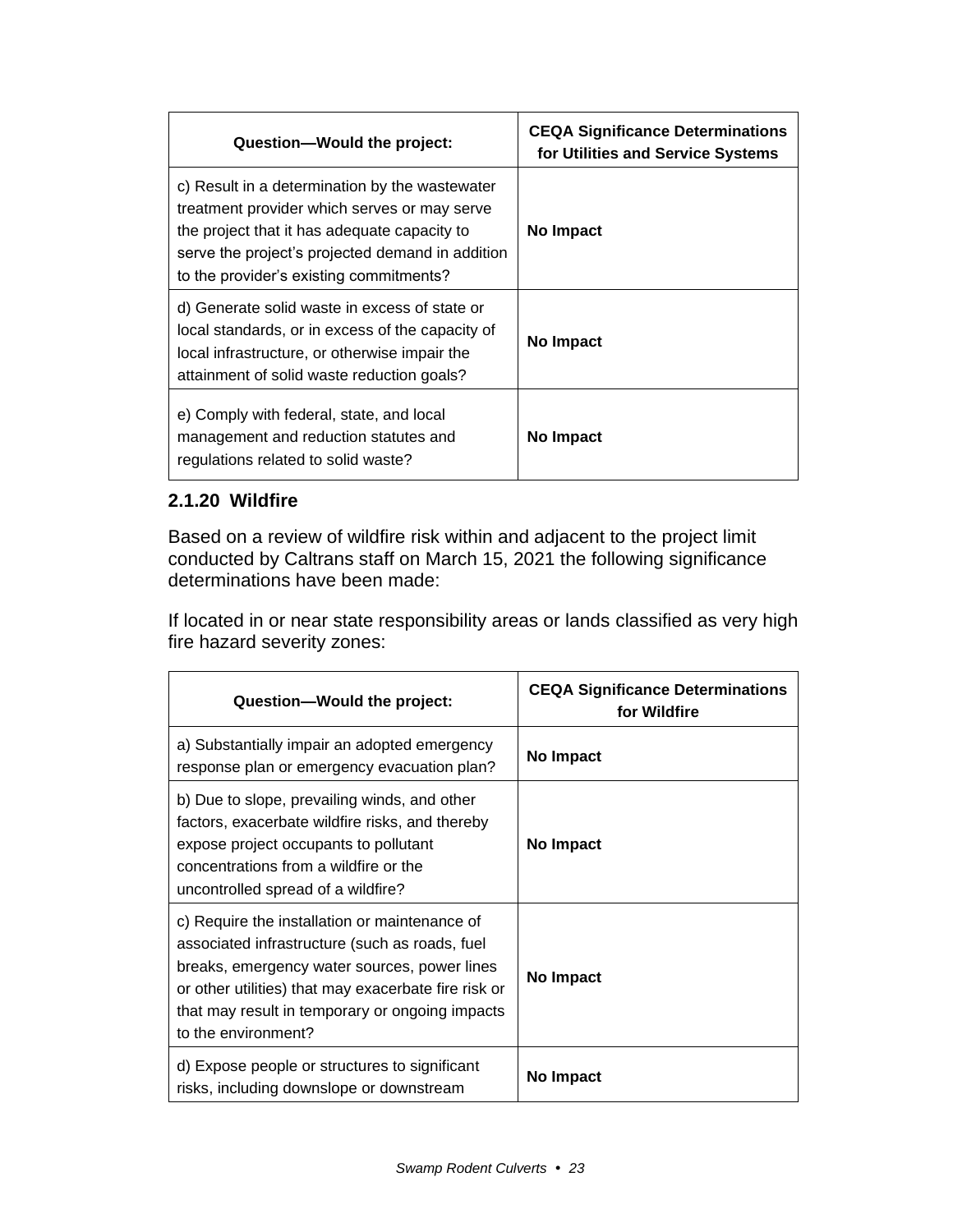| Question—Would the project: | CEQA Significance Determinations for Utilities and Service Systems |
| --- | --- |
| c) Result in a determination by the wastewater treatment provider which serves or may serve the project that it has adequate capacity to serve the project's projected demand in addition to the provider's existing commitments? | **No Impact** |
| d) Generate solid waste in excess of state or local standards, or in excess of the capacity of local infrastructure, or otherwise impair the attainment of solid waste reduction goals? | **No Impact** |
| e) Comply with federal, state, and local management and reduction statutes and regulations related to solid waste? | **No Impact** |

### 2.1.20 Wildfire

Based on a review of wildfire risk within and adjacent to the project limit conducted by Caltrans staff on March 15, 2021 the following significance determinations have been made:

If located in or near state responsibility areas or lands classified as very high fire hazard severity zones:

| Question—Would the project: | CEQA Significance Determinations for Wildfire |
| --- | --- |
| a) Substantially impair an adopted emergency response plan or emergency evacuation plan? | **No Impact** |
| b) Due to slope, prevailing winds, and other factors, exacerbate wildfire risks, and thereby expose project occupants to pollutant concentrations from a wildfire or the uncontrolled spread of a wildfire? | **No Impact** |
| c) Require the installation or maintenance of associated infrastructure (such as roads, fuel breaks, emergency water sources, power lines or other utilities) that may exacerbate fire risk or that may result in temporary or ongoing impacts to the environment? | **No Impact** |
| d) Expose people or structures to significant risks, including downslope or downstream | **No Impact** |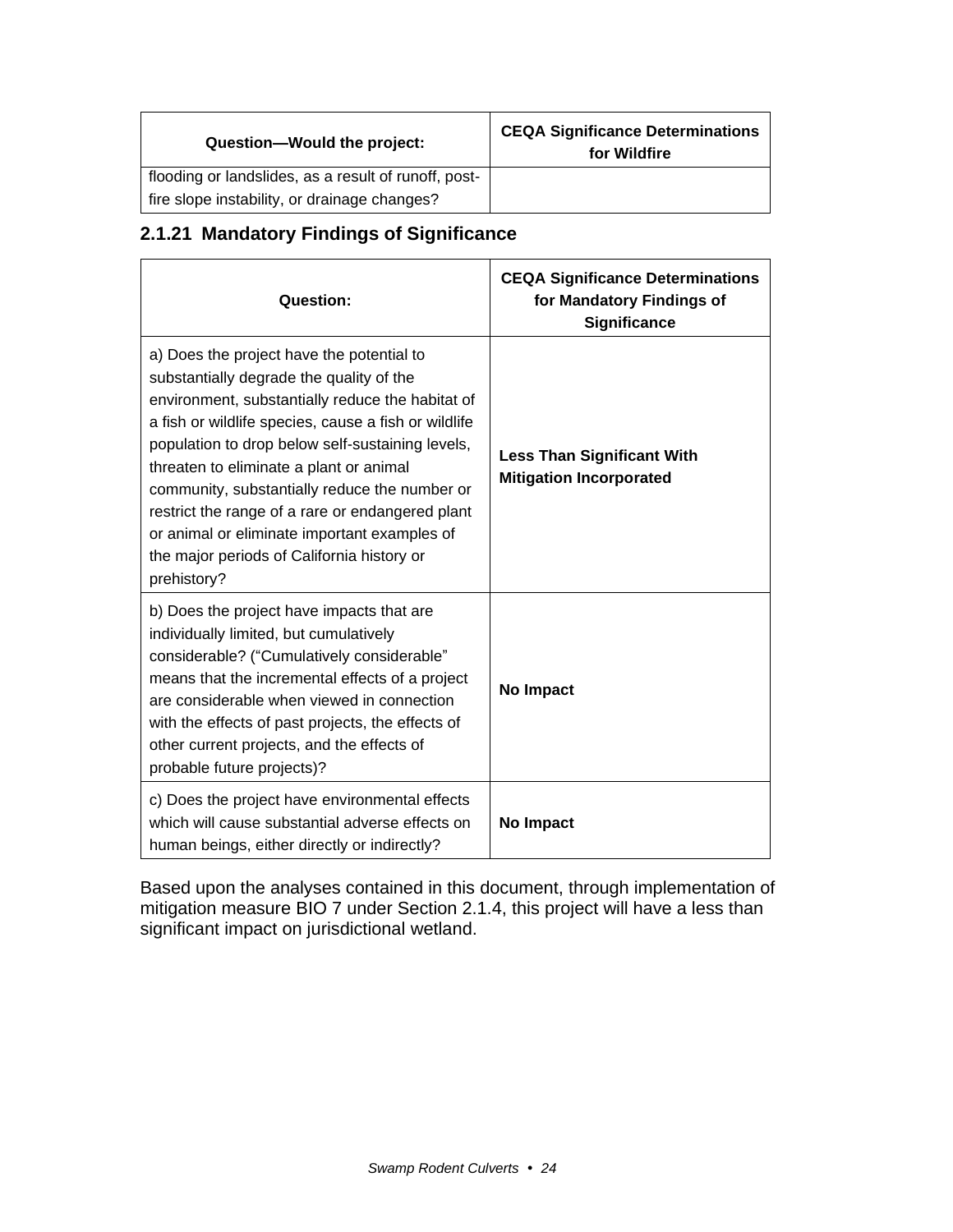| Question—Would the project: | CEQA Significance Determinations for Wildfire |
| --- | --- |
| flooding or landslides, as a result of runoff, post-fire slope instability, or drainage changes? | |

### 2.1.21 Mandatory Findings of Significance

| Question: | CEQA Significance Determinations for Mandatory Findings of Significance |
| --- | --- |
| a) Does the project have the potential to substantially degrade the quality of the environment, substantially reduce the habitat of a fish or wildlife species, cause a fish or wildlife population to drop below self-sustaining levels, threaten to eliminate a plant or animal community, substantially reduce the number or restrict the range of a rare or endangered plant or animal or eliminate important examples of the major periods of California history or prehistory? | **Less Than Significant With Mitigation Incorporated** |
| b) Does the project have impacts that are individually limited, but cumulatively considerable? ("Cumulatively considerable" means that the incremental effects of a project are considerable when viewed in connection with the effects of past projects, the effects of other current projects, and the effects of probable future projects)? | **No Impact** |
| c) Does the project have environmental effects which will cause substantial adverse effects on human beings, either directly or indirectly? | **No Impact** |

Based upon the analyses contained in this document, through implementation of mitigation measure BIO 7 under Section 2.1.4, this project will have a less than significant impact on jurisdictional wetland.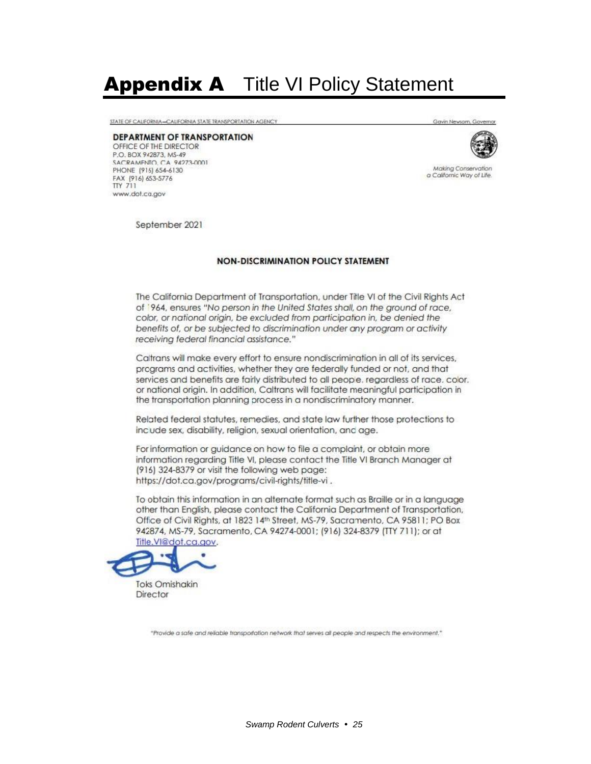# **Appendix A** Title VI Policy Statement

STATE OF CALIFORNIA—CALIFORNIA STATE TRANSPORTATION AGENCY

Gavin Newsom, Governor

**DEPARTMENT OF TRANSPORTATION**
OFFICE OF THE DIRECTOR
P.O. BOX 942873, MS-49
SACRAMENTO, CA 94273-0001
PHONE (916) 654-6130
FAX (916) 653-5776
TTY 711
www.dot.ca.gov

*Making Conservation a California Way of Life.*

September 2021

**NON-DISCRIMINATION POLICY STATEMENT**

The California Department of Transportation, under Title VI of the Civil Rights Act of 1964, ensures *"No person in the United States shall, on the ground of race, color, or national origin, be excluded from participation in, be denied the benefits of, or be subjected to discrimination under any program or activity receiving federal financial assistance."*

Caltrans will make every effort to ensure nondiscrimination in all of its services, programs and activities, whether they are federally funded or not, and that services and benefits are fairly distributed to all people, regardless of race, color, or national origin. In addition, Caltrans will facilitate meaningful participation in the transportation planning process in a nondiscriminatory manner.

Related federal statutes, remedies, and state law further those protections to include sex, disability, religion, sexual orientation, and age.

For information or guidance on how to file a complaint, or obtain more information regarding Title VI, please contact the Title VI Branch Manager at (916) 324-8379 or visit the following web page: https://dot.ca.gov/programs/civil-rights/title-vi .

To obtain this information in an alternate format such as Braille or in a language other than English, please contact the California Department of Transportation, Office of Civil Rights, at 1823 14th Street, MS-79, Sacramento, CA 95811; PO Box 942874, MS-79, Sacramento, CA 94274-0001; (916) 324-8379 (TTY 711); or at Title.VI@dot.ca.gov.

Toks Omishakin
Director

*"Provide a safe and reliable transportation network that serves all people and respects the environment."*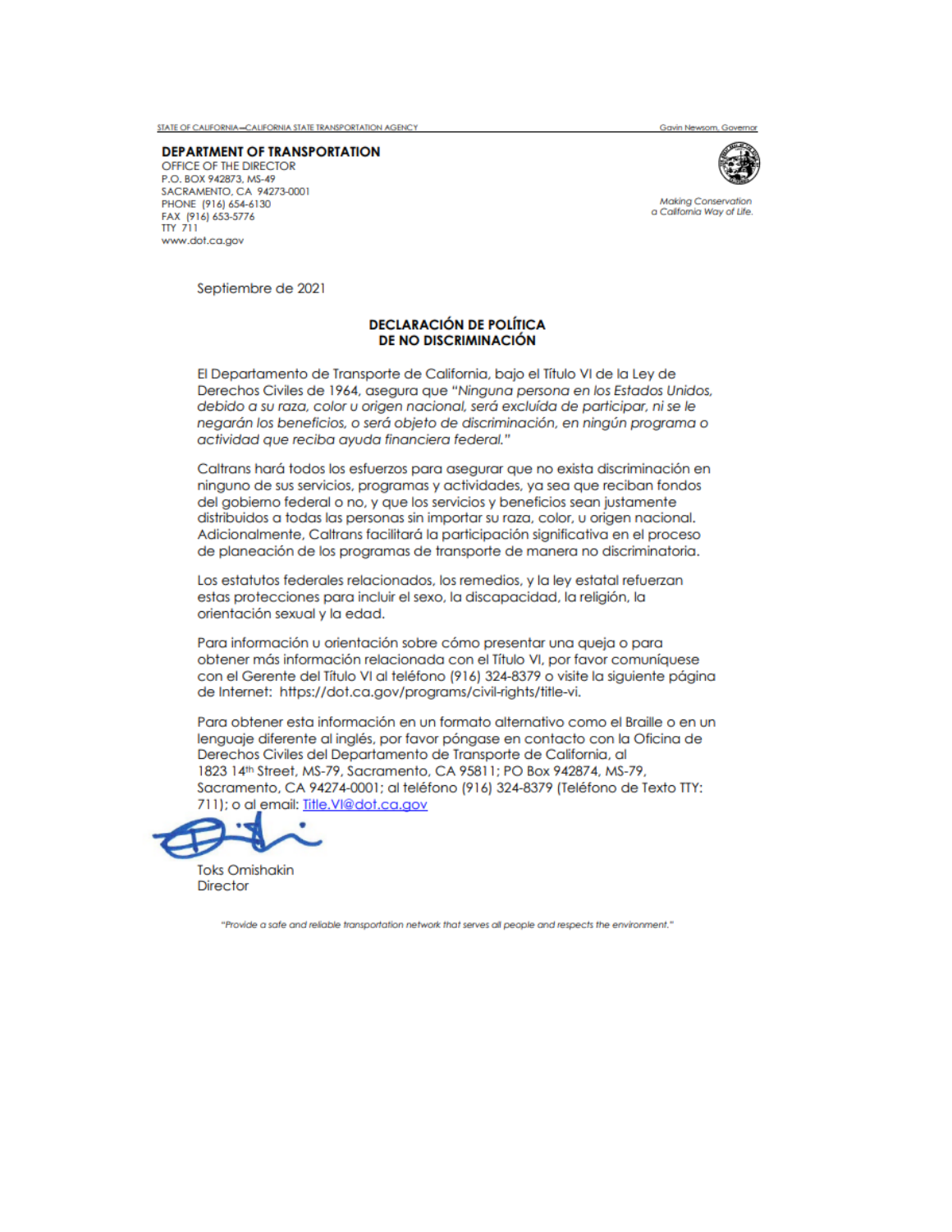STATE OF CALIFORNIA—CALIFORNIA STATE TRANSPORTATION AGENCY — Gavin Newsom, Governor

**DEPARTMENT OF TRANSPORTATION**
OFFICE OF THE DIRECTOR
P.O. BOX 942873, MS-49
SACRAMENTO, CA 94273-0001
PHONE (916) 654-6130
FAX (916) 653-5776
TTY 711
www.dot.ca.gov

*Making Conservation a California Way of Life.*

Septiembre de 2021

## DECLARACIÓN DE POLÍTICA DE NO DISCRIMINACIÓN

El Departamento de Transporte de California, bajo el Título VI de la Ley de Derechos Civiles de 1964, asegura que "*Ninguna persona en los Estados Unidos, debido a su raza, color u origen nacional, será excluida de participar, ni se le negarán los beneficios, o será objeto de discriminación, en ningún programa o actividad que reciba ayuda financiera federal.*"

Caltrans hará todos los esfuerzos para asegurar que no exista discriminación en ninguno de sus servicios, programas y actividades, ya sea que reciban fondos del gobierno federal o no, y que los servicios y beneficios sean justamente distribuidos a todas las personas sin importar su raza, color, u origen nacional. Adicionalmente, Caltrans facilitará la participación significativa en el proceso de planeación de los programas de transporte de manera no discriminatoria.

Los estatutos federales relacionados, los remedios, y la ley estatal refuerzan estas protecciones para incluir el sexo, la discapacidad, la religión, la orientación sexual y la edad.

Para información u orientación sobre cómo presentar una queja o para obtener más información relacionada con el Título VI, por favor comuníquese con el Gerente del Título VI al teléfono (916) 324-8379 o visite la siguiente página de Internet: https://dot.ca.gov/programs/civil-rights/title-vi.

Para obtener esta información en un formato alternativo como el Braille o en un lenguaje diferente al inglés, por favor póngase en contacto con la Oficina de Derechos Civiles del Departamento de Transporte de California, al 1823 14th Street, MS-79, Sacramento, CA 95811; PO Box 942874, MS-79, Sacramento, CA 94274-0001; al teléfono (916) 324-8379 (Teléfono de Texto TTY: 711); o al email: Title.VI@dot.ca.gov

Toks Omishakin
Director

*"Provide a safe and reliable transportation network that serves all people and respects the environment."*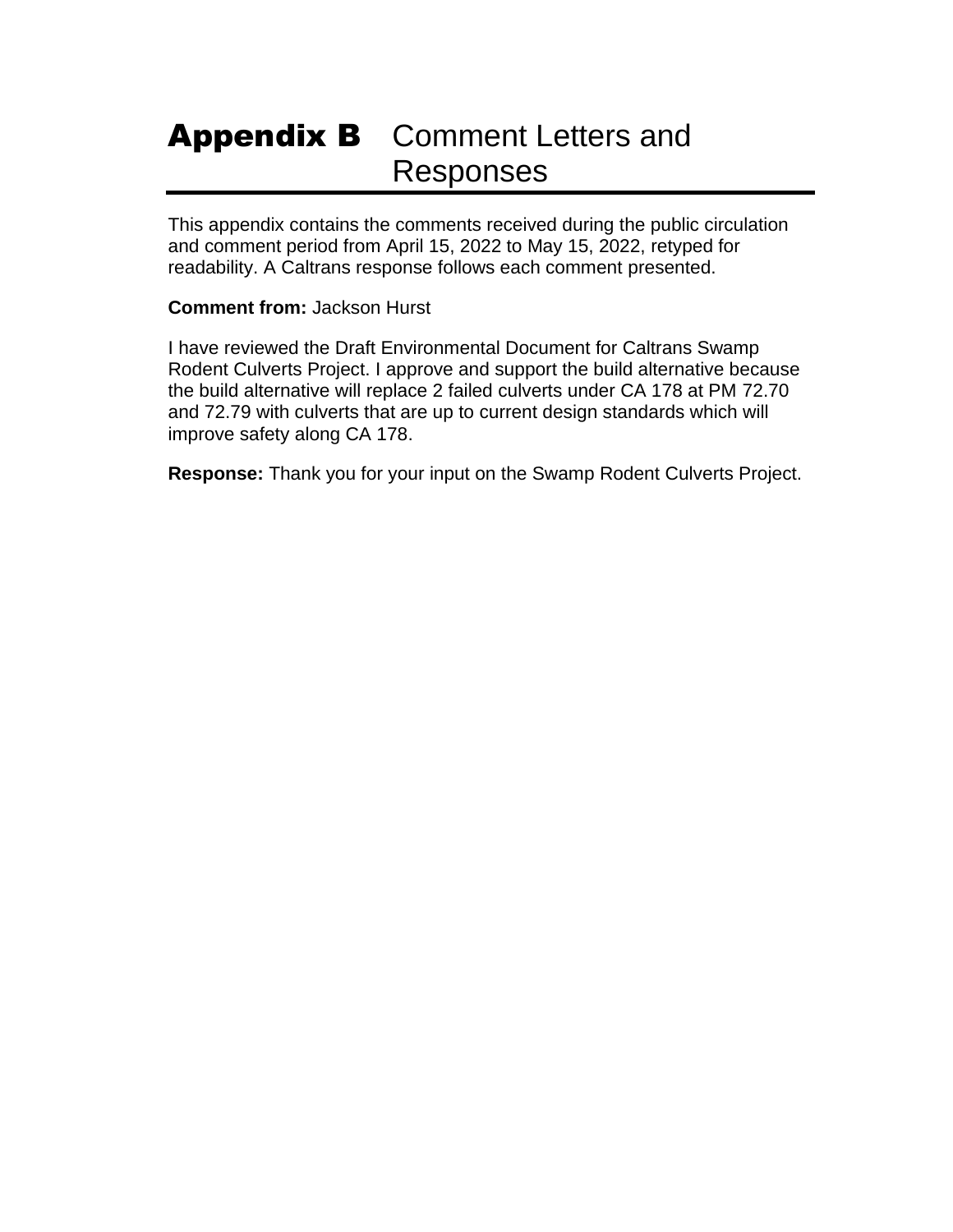# Appendix B Comment Letters and Responses

This appendix contains the comments received during the public circulation and comment period from April 15, 2022 to May 15, 2022, retyped for readability. A Caltrans response follows each comment presented.

**Comment from:** Jackson Hurst

I have reviewed the Draft Environmental Document for Caltrans Swamp Rodent Culverts Project. I approve and support the build alternative because the build alternative will replace 2 failed culverts under CA 178 at PM 72.70 and 72.79 with culverts that are up to current design standards which will improve safety along CA 178.

**Response:** Thank you for your input on the Swamp Rodent Culverts Project.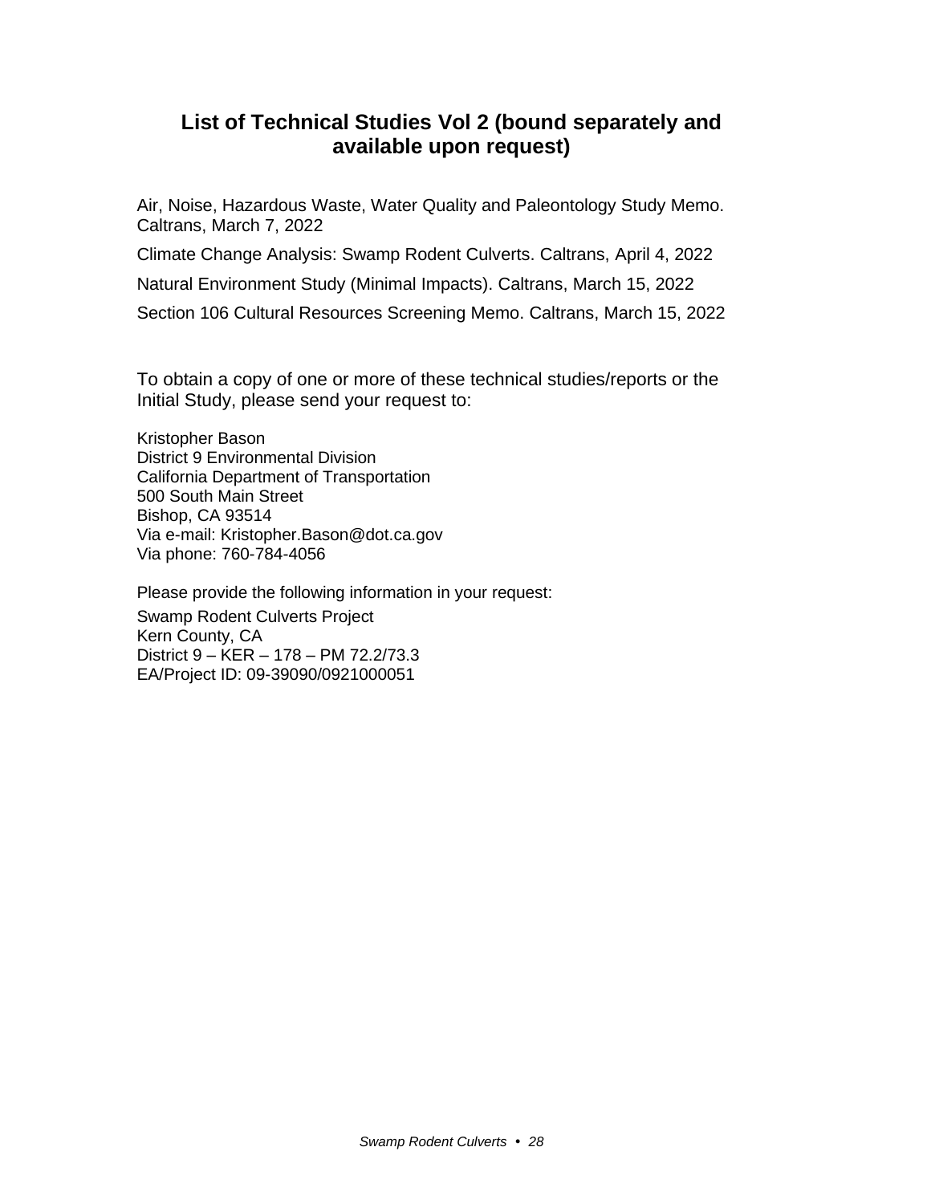## List of Technical Studies Vol 2 (bound separately and available upon request)

Air, Noise, Hazardous Waste, Water Quality and Paleontology Study Memo. Caltrans, March 7, 2022

Climate Change Analysis: Swamp Rodent Culverts. Caltrans, April 4, 2022

Natural Environment Study (Minimal Impacts). Caltrans, March 15, 2022

Section 106 Cultural Resources Screening Memo. Caltrans, March 15, 2022

To obtain a copy of one or more of these technical studies/reports or the Initial Study, please send your request to:

Kristopher Bason
District 9 Environmental Division
California Department of Transportation
500 South Main Street
Bishop, CA 93514
Via e-mail: Kristopher.Bason@dot.ca.gov
Via phone: 760-784-4056

Please provide the following information in your request:

Swamp Rodent Culverts Project
Kern County, CA
District 9 – KER – 178 – PM 72.2/73.3
EA/Project ID: 09-39090/0921000051